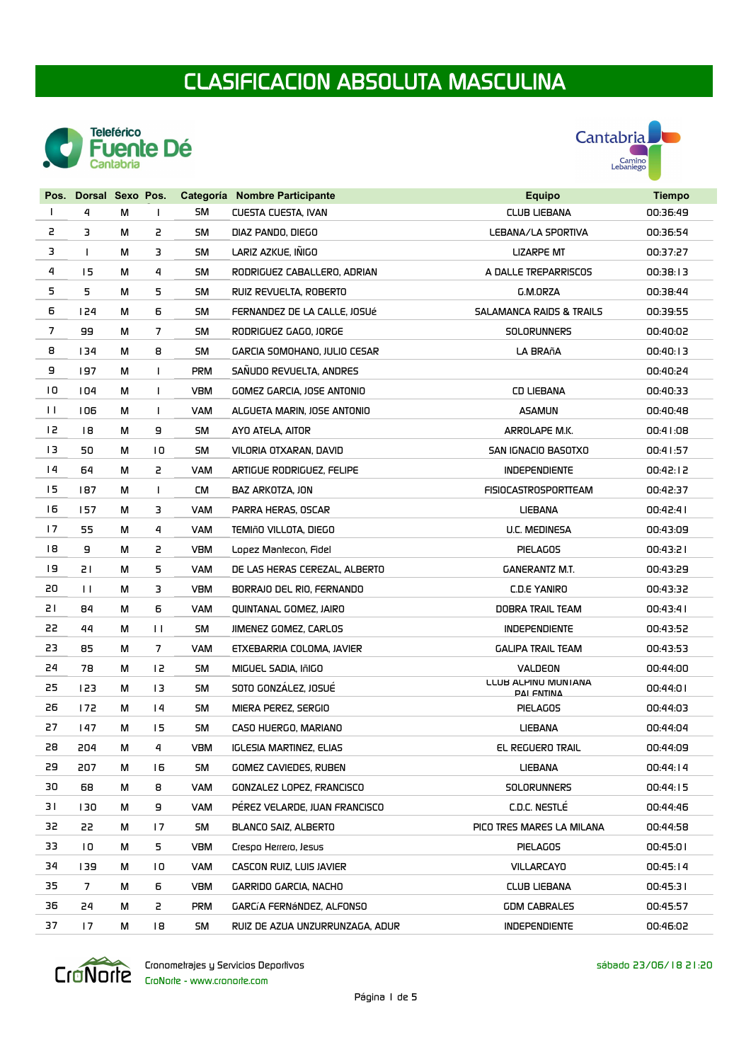# CLASIFICACION ABSOLUTA MASCULINA

Teleférico Fuente Dé Cantabria

Cantabria Camino Lebaniego

| Pos. | Dorsal | Sexo | Pos. | Categoría | Nombre Participante | Equipo | Tiempo |
|---|---|---|---|---|---|---|---|
| 1 | 4 | M | 1 | SM | CUESTA CUESTA, IVAN | CLUB LIEBANA | 00:36:49 |
| 2 | 3 | M | 2 | SM | DIAZ PANDO, DIEGO | LEBANA/LA SPORTIVA | 00:36:54 |
| 3 | 1 | M | 3 | SM | LARIZ AZKUE, IÑIGO | LIZARPE MT | 00:37:27 |
| 4 | 15 | M | 4 | SM | RODRIGUEZ CABALLERO, ADRIAN | A DALLE TREPARRISCOS | 00:38:13 |
| 5 | 5 | M | 5 | SM | RUIZ REVUELTA, ROBERTO | G.M.ORZA | 00:38:44 |
| 6 | 124 | M | 6 | SM | FERNANDEZ DE LA CALLE, JOSUé | SALAMANCA RAIDS & TRAILS | 00:39:55 |
| 7 | 99 | M | 7 | SM | RODRIGUEZ GAGO, JORGE | SOLORUNNERS | 00:40:02 |
| 8 | 134 | M | 8 | SM | GARCIA SOMOHANO, JULIO CESAR | LA BRAñA | 00:40:13 |
| 9 | 197 | M | 1 | PRM | SAÑUDO REVUELTA, ANDRES | | 00:40:24 |
| 10 | 104 | M | 1 | VBM | GOMEZ GARCIA, JOSE ANTONIO | CD LIEBANA | 00:40:33 |
| 11 | 106 | M | 1 | VAM | ALGUETA MARIN, JOSE ANTONIO | ASAMUN | 00:40:48 |
| 12 | 18 | M | 9 | SM | AYO ATELA, AITOR | ARROLAPE M.K. | 00:41:08 |
| 13 | 50 | M | 10 | SM | VILORIA OTXARAN, DAVID | SAN IGNACIO BASOTXO | 00:41:57 |
| 14 | 64 | M | 2 | VAM | ARTIGUE RODRIGUEZ, FELIPE | INDEPENDIENTE | 00:42:12 |
| 15 | 187 | M | 1 | CM | BAZ ARKOTZA, JON | FISIOCASTROSPORTTEAM | 00:42:37 |
| 16 | 157 | M | 3 | VAM | PARRA HERAS, OSCAR | LIEBANA | 00:42:41 |
| 17 | 55 | M | 4 | VAM | TEMIñO VILLOTA, DIEGO | U.C. MEDINESA | 00:43:09 |
| 18 | 9 | M | 2 | VBM | Lopez Mantecon, Fidel | PIELAGOS | 00:43:21 |
| 19 | 21 | M | 5 | VAM | DE LAS HERAS CEREZAL, ALBERTO | GANERANTZ M.T. | 00:43:29 |
| 20 | 11 | M | 3 | VBM | BORRAJO DEL RIO, FERNANDO | C.D.E YANIRO | 00:43:32 |
| 21 | 84 | M | 6 | VAM | QUINTANAL GOMEZ, JAIRO | DOBRA TRAIL TEAM | 00:43:41 |
| 22 | 44 | M | 11 | SM | JIMENEZ GOMEZ, CARLOS | INDEPENDIENTE | 00:43:52 |
| 23 | 85 | M | 7 | VAM | ETXEBARRIA COLOMA, JAVIER | GALIPA TRAIL TEAM | 00:43:53 |
| 24 | 78 | M | 12 | SM | MIGUEL SADIA, IñIGO | VALDEON | 00:44:00 |
| 25 | 123 | M | 13 | SM | SOTO GONZÁLEZ, JOSUÉ | CLUB ALPINO MONTANA PALENTINA | 00:44:01 |
| 26 | 172 | M | 14 | SM | MIERA PEREZ, SERGIO | PIELAGOS | 00:44:03 |
| 27 | 147 | M | 15 | SM | CASO HUERGO, MARIANO | LIEBANA | 00:44:04 |
| 28 | 204 | M | 4 | VBM | IGLESIA MARTINEZ, ELIAS | EL REGUERO TRAIL | 00:44:09 |
| 29 | 207 | M | 16 | SM | GOMEZ CAVIEDES, RUBEN | LIEBANA | 00:44:14 |
| 30 | 68 | M | 8 | VAM | GONZALEZ LOPEZ, FRANCISCO | SOLORUNNERS | 00:44:15 |
| 31 | 130 | M | 9 | VAM | PÉREZ VELARDE, JUAN FRANCISCO | C.D.C. NESTLÉ | 00:44:46 |
| 32 | 22 | M | 17 | SM | BLANCO SAIZ, ALBERTO | PICO TRES MARES LA MILANA | 00:44:58 |
| 33 | 10 | M | 5 | VBM | Crespo Herrero, Jesus | PIELAGOS | 00:45:01 |
| 34 | 139 | M | 10 | VAM | CASCON RUIZ, LUIS JAVIER | VILLARCAYO | 00:45:14 |
| 35 | 7 | M | 6 | VBM | GARRIDO GARCIA, NACHO | CLUB LIEBANA | 00:45:31 |
| 36 | 24 | M | 2 | PRM | GARCíA FERNáNDEZ, ALFONSO | GDM CABRALES | 00:45:57 |
| 37 | 17 | M | 18 | SM | RUIZ DE AZUA UNZURRUNZAGA, ADUR | INDEPENDIENTE | 00:46:02 |

CroNorte — Cronometrajes y Servicios Deportivos — CroNorte - www.cronorte.com

sábado 23/06/18 21:20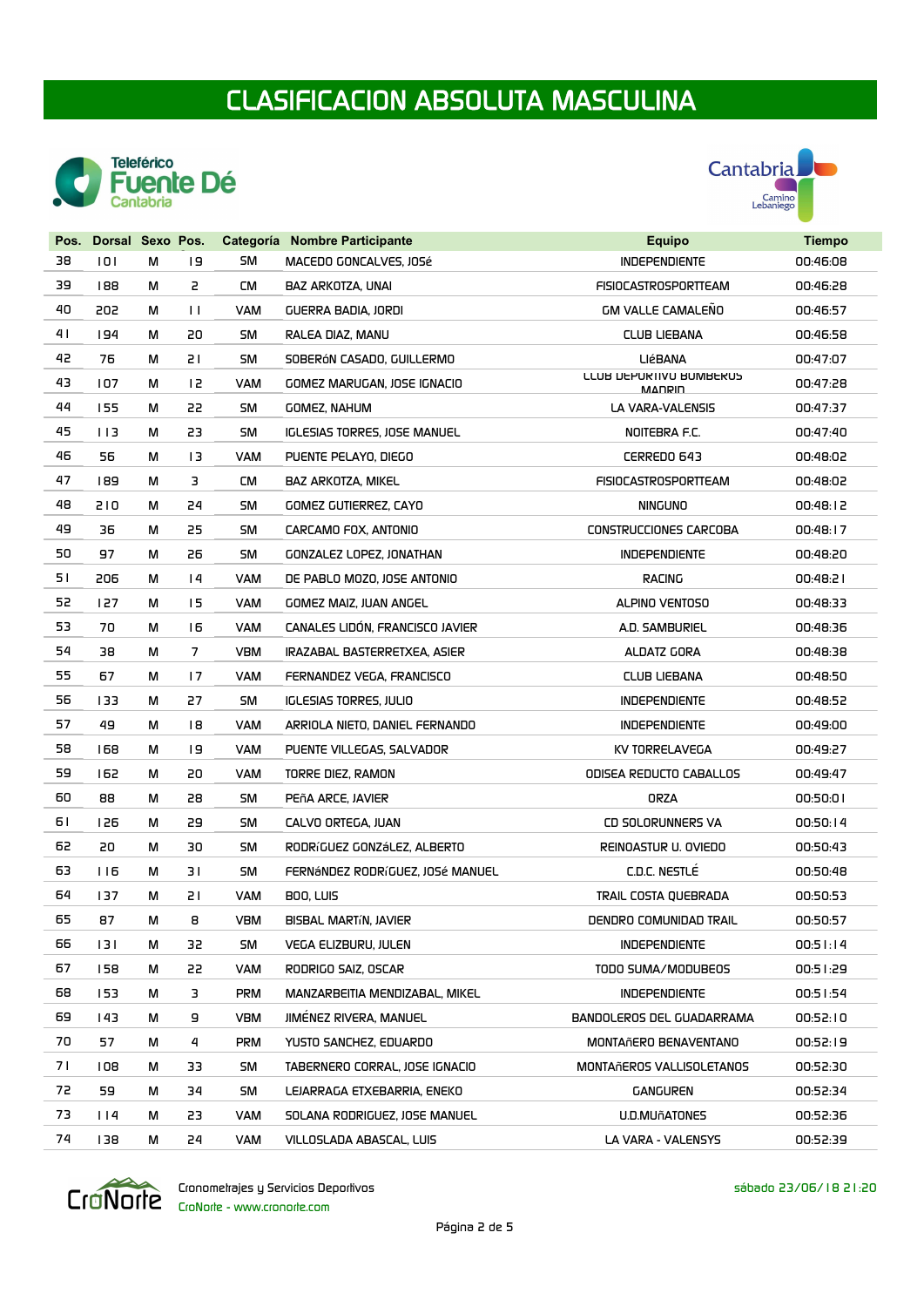# CLASIFICACION ABSOLUTA MASCULINA

| Pos. | Dorsal | Sexo | Pos. | Categoría | Nombre Participante | Equipo | Tiempo |
|---|---|---|---|---|---|---|---|
| 38 | 101 | M | 19 | SM | MACEDO GONCALVES, JOSé | INDEPENDIENTE | 00:46:08 |
| 39 | 188 | M | 2 | CM | BAZ ARKOTZA, UNAI | FISIOCASTROSPORTTEAM | 00:46:28 |
| 40 | 202 | M | 11 | VAM | GUERRA BADIA, JORDI | GM VALLE CAMALEÑO | 00:46:57 |
| 41 | 194 | M | 20 | SM | RALEA DIAZ, MANU | CLUB LIEBANA | 00:46:58 |
| 42 | 76 | M | 21 | SM | SOBERóN CASADO, GUILLERMO | LIéBANA | 00:47:07 |
| 43 | 107 | M | 12 | VAM | GOMEZ MARUGAN, JOSE IGNACIO | CLUB DEPORTIVO BOMBEROS MADRID | 00:47:28 |
| 44 | 155 | M | 22 | SM | GOMEZ, NAHUM | LA VARA-VALENSIS | 00:47:37 |
| 45 | 113 | M | 23 | SM | IGLESIAS TORRES, JOSE MANUEL | NOITEBRA F.C. | 00:47:40 |
| 46 | 56 | M | 13 | VAM | PUENTE PELAYO, DIEGO | CERREDO 643 | 00:48:02 |
| 47 | 189 | M | 3 | CM | BAZ ARKOTZA, MIKEL | FISIOCASTROSPORTTEAM | 00:48:02 |
| 48 | 210 | M | 24 | SM | GOMEZ GUTIERREZ, CAYO | NINGUNO | 00:48:12 |
| 49 | 36 | M | 25 | SM | CARCAMO FOX, ANTONIO | CONSTRUCCIONES CARCOBA | 00:48:17 |
| 50 | 97 | M | 26 | SM | GONZALEZ LOPEZ, JONATHAN | INDEPENDIENTE | 00:48:20 |
| 51 | 206 | M | 14 | VAM | DE PABLO MOZO, JOSE ANTONIO | RACING | 00:48:21 |
| 52 | 127 | M | 15 | VAM | GOMEZ MAIZ, JUAN ANGEL | ALPINO VENTOSO | 00:48:33 |
| 53 | 70 | M | 16 | VAM | CANALES LIDÓN, FRANCISCO JAVIER | A.D. SAMBURIEL | 00:48:36 |
| 54 | 38 | M | 7 | VBM | IRAZABAL BASTERRETXEA, ASIER | ALDATZ GORA | 00:48:38 |
| 55 | 67 | M | 17 | VAM | FERNANDEZ VEGA, FRANCISCO | CLUB LIEBANA | 00:48:50 |
| 56 | 133 | M | 27 | SM | IGLESIAS TORRES, JULIO | INDEPENDIENTE | 00:48:52 |
| 57 | 49 | M | 18 | VAM | ARRIOLA NIETO, DANIEL FERNANDO | INDEPENDIENTE | 00:49:00 |
| 58 | 168 | M | 19 | VAM | PUENTE VILLEGAS, SALVADOR | KV TORRELAVEGA | 00:49:27 |
| 59 | 162 | M | 20 | VAM | TORRE DIEZ, RAMON | ODISEA REDUCTO CABALLOS | 00:49:47 |
| 60 | 88 | M | 28 | SM | PEñA ARCE, JAVIER | ORZA | 00:50:01 |
| 61 | 126 | M | 29 | SM | CALVO ORTEGA, JUAN | CD SOLORUNNERS VA | 00:50:14 |
| 62 | 20 | M | 30 | SM | RODRíGUEZ GONZáLEZ, ALBERTO | REINOASTUR U. OVIEDO | 00:50:43 |
| 63 | 116 | M | 31 | SM | FERNáNDEZ RODRíGUEZ, JOSé MANUEL | C.D.C. NESTLÉ | 00:50:48 |
| 64 | 137 | M | 21 | VAM | BOO, LUIS | TRAIL COSTA QUEBRADA | 00:50:53 |
| 65 | 87 | M | 8 | VBM | BISBAL MARTíN, JAVIER | DENDRO COMUNIDAD TRAIL | 00:50:57 |
| 66 | 131 | M | 32 | SM | VEGA ELIZBURU, JULEN | INDEPENDIENTE | 00:51:14 |
| 67 | 158 | M | 22 | VAM | RODRIGO SAIZ, OSCAR | TODO SUMA/MODUBEOS | 00:51:29 |
| 68 | 153 | M | 3 | PRM | MANZARBEITIA MENDIZABAL, MIKEL | INDEPENDIENTE | 00:51:54 |
| 69 | 143 | M | 9 | VBM | JIMÉNEZ RIVERA, MANUEL | BANDOLEROS DEL GUADARRAMA | 00:52:10 |
| 70 | 57 | M | 4 | PRM | YUSTO SANCHEZ, EDUARDO | MONTAñERO BENAVENTANO | 00:52:19 |
| 71 | 108 | M | 33 | SM | TABERNERO CORRAL, JOSE IGNACIO | MONTAñEROS VALLISOLETANOS | 00:52:30 |
| 72 | 59 | M | 34 | SM | LEJARRAGA ETXEBARRIA, ENEKO | GANGUREN | 00:52:34 |
| 73 | 114 | M | 23 | VAM | SOLANA RODRIGUEZ, JOSE MANUEL | U.D.MUñATONES | 00:52:36 |
| 74 | 138 | M | 24 | VAM | VILLOSLADA ABASCAL, LUIS | LA VARA - VALENSYS | 00:52:39 |

Cronometrajes y Servicios Deportivos
CroNorte - www.cronorte.com

sábado 23/06/18 21:20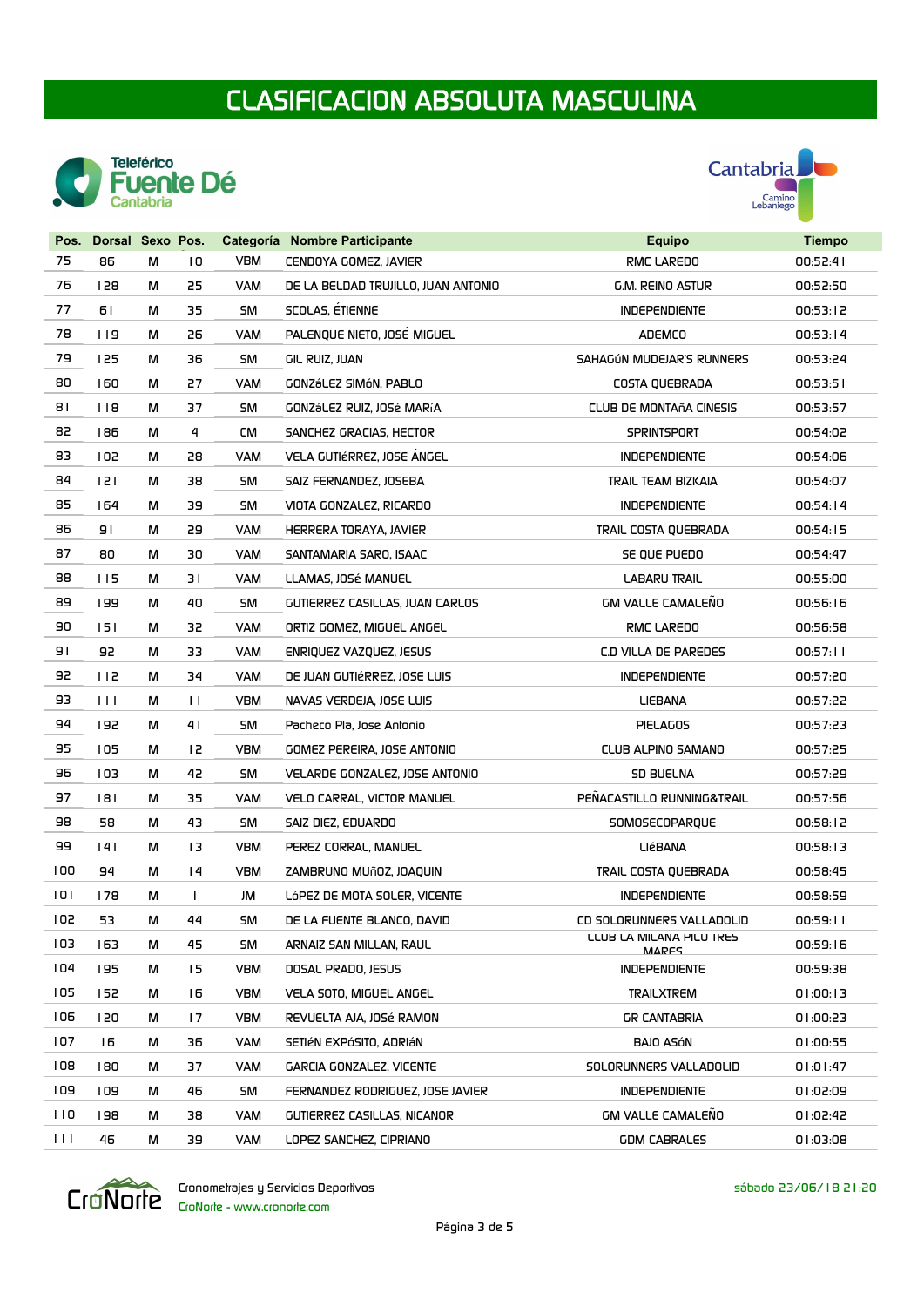# CLASIFICACION ABSOLUTA MASCULINA

| Pos. | Dorsal | Sexo | Pos. | Categoría | Nombre Participante | Equipo | Tiempo |
|---|---|---|---|---|---|---|---|
| 75 | 86 | M | 10 | VBM | CENDOYA GOMEZ, JAVIER | RMC LAREDO | 00:52:41 |
| 76 | 128 | M | 25 | VAM | DE LA BELDAD TRUJILLO, JUAN ANTONIO | G.M. REINO ASTUR | 00:52:50 |
| 77 | 61 | M | 35 | SM | SCOLAS, ÉTIENNE | INDEPENDIENTE | 00:53:12 |
| 78 | 119 | M | 26 | VAM | PALENQUE NIETO, JOSÉ MIGUEL | ADEMCO | 00:53:14 |
| 79 | 125 | M | 36 | SM | GIL RUIZ, JUAN | SAHAGúN MUDEJAR'S RUNNERS | 00:53:24 |
| 80 | 160 | M | 27 | VAM | GONZáLEZ SIMóN, PABLO | COSTA QUEBRADA | 00:53:51 |
| 81 | 118 | M | 37 | SM | GONZáLEZ RUIZ, JOSé MARíA | CLUB DE MONTAñA CINESIS | 00:53:57 |
| 82 | 186 | M | 4 | CM | SANCHEZ GRACIAS, HECTOR | SPRINTSPORT | 00:54:02 |
| 83 | 102 | M | 28 | VAM | VELA GUTIéRREZ, JOSE ÁNGEL | INDEPENDIENTE | 00:54:06 |
| 84 | 121 | M | 38 | SM | SAIZ FERNANDEZ, JOSEBA | TRAIL TEAM BIZKAIA | 00:54:07 |
| 85 | 164 | M | 39 | SM | VIOTA GONZALEZ, RICARDO | INDEPENDIENTE | 00:54:14 |
| 86 | 91 | M | 29 | VAM | HERRERA TORAYA, JAVIER | TRAIL COSTA QUEBRADA | 00:54:15 |
| 87 | 80 | M | 30 | VAM | SANTAMARIA SARO, ISAAC | SE QUE PUEDO | 00:54:47 |
| 88 | 115 | M | 31 | VAM | LLAMAS, JOSé MANUEL | LABARU TRAIL | 00:55:00 |
| 89 | 199 | M | 40 | SM | GUTIERREZ CASILLAS, JUAN CARLOS | GM VALLE CAMALEÑO | 00:56:16 |
| 90 | 151 | M | 32 | VAM | ORTIZ GOMEZ, MIGUEL ANGEL | RMC LAREDO | 00:56:58 |
| 91 | 92 | M | 33 | VAM | ENRIQUEZ VAZQUEZ, JESUS | C.D VILLA DE PAREDES | 00:57:11 |
| 92 | 112 | M | 34 | VAM | DE JUAN GUTIéRREZ, JOSE LUIS | INDEPENDIENTE | 00:57:20 |
| 93 | 111 | M | 11 | VBM | NAVAS VERDEJA, JOSE LUIS | LIEBANA | 00:57:22 |
| 94 | 192 | M | 41 | SM | Pacheco Pla, Jose Antonio | PIELAGOS | 00:57:23 |
| 95 | 105 | M | 12 | VBM | GOMEZ PEREIRA, JOSE ANTONIO | CLUB ALPINO SAMANO | 00:57:25 |
| 96 | 103 | M | 42 | SM | VELARDE GONZALEZ, JOSE ANTONIO | SD BUELNA | 00:57:29 |
| 97 | 181 | M | 35 | VAM | VELO CARRAL, VICTOR MANUEL | PEÑACASTILLO RUNNING&TRAIL | 00:57:56 |
| 98 | 58 | M | 43 | SM | SAIZ DIEZ, EDUARDO | SOMOSECOPARQUE | 00:58:12 |
| 99 | 141 | M | 13 | VBM | PEREZ CORRAL, MANUEL | LIéBANA | 00:58:13 |
| 100 | 94 | M | 14 | VBM | ZAMBRUNO MUñOZ, JOAQUIN | TRAIL COSTA QUEBRADA | 00:58:45 |
| 101 | 178 | M | 1 | JM | LóPEZ DE MOTA SOLER, VICENTE | INDEPENDIENTE | 00:58:59 |
| 102 | 53 | M | 44 | SM | DE LA FUENTE BLANCO, DAVID | CD SOLORUNNERS VALLADOLID | 00:59:11 |
| 103 | 163 | M | 45 | SM | ARNAIZ SAN MILLAN, RAUL | CLUB LA MILANA PILU TRES MARES | 00:59:16 |
| 104 | 195 | M | 15 | VBM | DOSAL PRADO, JESUS | INDEPENDIENTE | 00:59:38 |
| 105 | 152 | M | 16 | VBM | VELA SOTO, MIGUEL ANGEL | TRAILXTREM | 01:00:13 |
| 106 | 120 | M | 17 | VBM | REVUELTA AJA, JOSé RAMON | GR CANTABRIA | 01:00:23 |
| 107 | 16 | M | 36 | VAM | SETIéN EXPóSITO, ADRIáN | BAJO ASóN | 01:00:55 |
| 108 | 180 | M | 37 | VAM | GARCIA GONZALEZ, VICENTE | SOLORUNNERS VALLADOLID | 01:01:47 |
| 109 | 109 | M | 46 | SM | FERNANDEZ RODRIGUEZ, JOSE JAVIER | INDEPENDIENTE | 01:02:09 |
| 110 | 198 | M | 38 | VAM | GUTIERREZ CASILLAS, NICANOR | GM VALLE CAMALEÑO | 01:02:42 |
| 111 | 46 | M | 39 | VAM | LOPEZ SANCHEZ, CIPRIANO | GDM CABRALES | 01:03:08 |

Cronometrajes y Servicios Deportivos
CroNorte - www.cronorte.com

sábado 23/06/18 21:20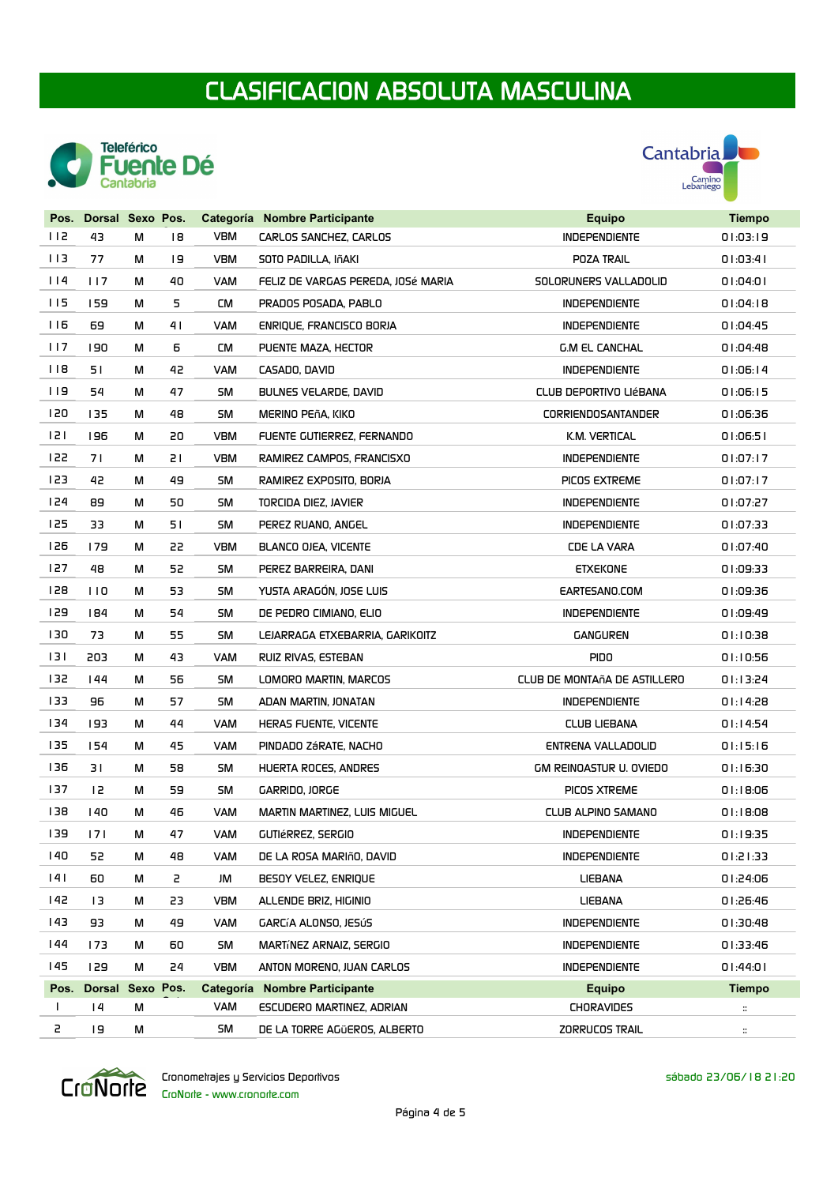# CLASIFICACION ABSOLUTA MASCULINA

| Pos. | Dorsal | Sexo | Pos. | Categoría | Nombre Participante | Equipo | Tiempo |
|---|---|---|---|---|---|---|---|
| 112 | 43 | M | 18 | VBM | CARLOS SANCHEZ, CARLOS | INDEPENDIENTE | 01:03:19 |
| 113 | 77 | M | 19 | VBM | SOTO PADILLA, IñAKI | POZA TRAIL | 01:03:41 |
| 114 | 117 | M | 40 | VAM | FELIZ DE VARGAS PEREDA, JOSé MARIA | SOLORUNERS VALLADOLID | 01:04:01 |
| 115 | 159 | M | 5 | CM | PRADOS POSADA, PABLO | INDEPENDIENTE | 01:04:18 |
| 116 | 69 | M | 41 | VAM | ENRIQUE, FRANCISCO BORJA | INDEPENDIENTE | 01:04:45 |
| 117 | 190 | M | 6 | CM | PUENTE MAZA, HECTOR | G.M EL CANCHAL | 01:04:48 |
| 118 | 51 | M | 42 | VAM | CASADO, DAVID | INDEPENDIENTE | 01:06:14 |
| 119 | 54 | M | 47 | SM | BULNES VELARDE, DAVID | CLUB DEPORTIVO LIéBANA | 01:06:15 |
| 120 | 135 | M | 48 | SM | MERINO PEñA, KIKO | CORRIENDOSANTANDER | 01:06:36 |
| 121 | 196 | M | 20 | VBM | FUENTE GUTIERREZ, FERNANDO | K.M. VERTICAL | 01:06:51 |
| 122 | 71 | M | 21 | VBM | RAMIREZ CAMPOS, FRANCISXO | INDEPENDIENTE | 01:07:17 |
| 123 | 42 | M | 49 | SM | RAMIREZ EXPOSITO, BORJA | PICOS EXTREME | 01:07:17 |
| 124 | 89 | M | 50 | SM | TORCIDA DIEZ, JAVIER | INDEPENDIENTE | 01:07:27 |
| 125 | 33 | M | 51 | SM | PEREZ RUANO, ANGEL | INDEPENDIENTE | 01:07:33 |
| 126 | 179 | M | 22 | VBM | BLANCO OJEA, VICENTE | CDE LA VARA | 01:07:40 |
| 127 | 48 | M | 52 | SM | PEREZ BARREIRA, DANI | ETXEKONE | 01:09:33 |
| 128 | 110 | M | 53 | SM | YUSTA ARAGÓN, JOSE LUIS | EARTESANO.COM | 01:09:36 |
| 129 | 184 | M | 54 | SM | DE PEDRO CIMIANO, ELIO | INDEPENDIENTE | 01:09:49 |
| 130 | 73 | M | 55 | SM | LEJARRAGA ETXEBARRIA, GARIKOITZ | GANGUREN | 01:10:38 |
| 131 | 203 | M | 43 | VAM | RUIZ RIVAS, ESTEBAN | PIDO | 01:10:56 |
| 132 | 144 | M | 56 | SM | LOMORO MARTIN, MARCOS | CLUB DE MONTAñA DE ASTILLERO | 01:13:24 |
| 133 | 96 | M | 57 | SM | ADAN MARTIN, JONATAN | INDEPENDIENTE | 01:14:28 |
| 134 | 193 | M | 44 | VAM | HERAS FUENTE, VICENTE | CLUB LIEBANA | 01:14:54 |
| 135 | 154 | M | 45 | VAM | PINDADO ZáRATE, NACHO | ENTRENA VALLADOLID | 01:15:16 |
| 136 | 31 | M | 58 | SM | HUERTA ROCES, ANDRES | GM REINOASTUR U. OVIEDO | 01:16:30 |
| 137 | 12 | M | 59 | SM | GARRIDO, JORGE | PICOS XTREME | 01:18:06 |
| 138 | 140 | M | 46 | VAM | MARTIN MARTINEZ, LUIS MIGUEL | CLUB ALPINO SAMANO | 01:18:08 |
| 139 | 171 | M | 47 | VAM | GUTIéRREZ, SERGIO | INDEPENDIENTE | 01:19:35 |
| 140 | 52 | M | 48 | VAM | DE LA ROSA MARIñO, DAVID | INDEPENDIENTE | 01:21:33 |
| 141 | 60 | M | 2 | JM | BESOY VELEZ, ENRIQUE | LIEBANA | 01:24:06 |
| 142 | 13 | M | 23 | VBM | ALLENDE BRIZ, HIGINIO | LIEBANA | 01:26:46 |
| 143 | 93 | M | 49 | VAM | GARCíA ALONSO, JESúS | INDEPENDIENTE | 01:30:48 |
| 144 | 173 | M | 60 | SM | MARTíNEZ ARNAIZ, SERGIO | INDEPENDIENTE | 01:33:46 |
| 145 | 129 | M | 24 | VBM | ANTON MORENO, JUAN CARLOS | INDEPENDIENTE | 01:44:01 |

| Pos. | Dorsal | Sexo | Pos. | Categoría | Nombre Participante | Equipo | Tiempo |
|---|---|---|---|---|---|---|---|
| 1 | 14 | M | | VAM | ESCUDERO MARTINEZ, ADRIAN | CHORAVIDES | :: |
| 2 | 19 | M | | SM | DE LA TORRE AGüEROS, ALBERTO | ZORRUCOS TRAIL | :: |

Cronometrajes y Servicios Deportivos
CroNorte - www.cronorte.com

sábado 23/06/18 21:20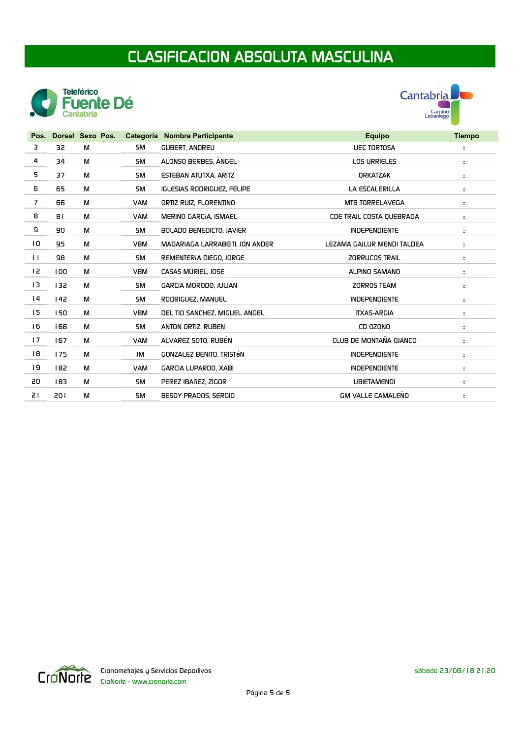# CLASIFICACION ABSOLUTA MASCULINA

| Pos. | Dorsal | Sexo | Pos. | Categoría | Nombre Participante | Equipo | Tiempo |
|---|---|---|---|---|---|---|---|
| 3 | 32 | M | | SM | GUBERT, ANDREU | UEC TORTOSA | :: |
| 4 | 34 | M | | SM | ALONSO BERBES, ÁNGEL | LOS URRIELES | :: |
| 5 | 37 | M | | SM | ESTEBAN ATUTXA, ARITZ | ORKATZAK | :: |
| 6 | 65 | M | | SM | IGLESIAS RODRIGUEZ, FELIPE | LA ESCALERILLA | :: |
| 7 | 66 | M | | VAM | ORTIZ RUIZ, FLORENTINO | MTB TORRELAVEGA | :: |
| 8 | 81 | M | | VAM | MERINO GARCíA, ISMAEL | CDE TRAIL COSTA QUEBRADA | :: |
| 9 | 90 | M | | SM | BOLADO BENEDICTO, JAVIER | INDEPENDIENTE | :: |
| 10 | 95 | M | | VBM | MADARIAGA LARRABEITI, JON ANDER | LEZAMA GAILUR MENDI TALDEA | :: |
| 11 | 98 | M | | SM | REMENTERíA DIEGO, JORGE | ZORRUCOS TRAIL | :: |
| 12 | 100 | M | | VBM | CASAS MURIEL, JOSE | ALPINO SAMANO | :: |
| 13 | 132 | M | | SM | GARCIA MORODO, JULIAN | ZORROS TEAM | :: |
| 14 | 142 | M | | SM | RODRIGUEZ, MANUEL | INDEPENDIENTE | :: |
| 15 | 150 | M | | VBM | DEL TIO SANCHEZ, MIGUEL ANGEL | ITXAS-ARGIA | :: |
| 16 | 166 | M | | SM | ANTON ORTIZ, RUBEN | CD OZONO | :: |
| 17 | 167 | M | | VAM | ALVAREZ SOTO, RUBÉN | CLUB DE MONTAÑA OJANCO | :: |
| 18 | 175 | M | | JM | GONZALEZ BENITO, TRISTáN | INDEPENDIENTE | :: |
| 19 | 182 | M | | VAM | GARCIA LUPARDO, XABI | INDEPENDIENTE | :: |
| 20 | 183 | M | | SM | PEREZ IBAñEZ, ZIGOR | UBIETAMENDI | :: |
| 21 | 201 | M | | SM | BESOY PRADOS, SERGIO | GM VALLE CAMALEÑO | :: |

Cronometrajes y Servicios Deportivos
CroNorte - www.cronorte.com

sábado 23/06/18 21:20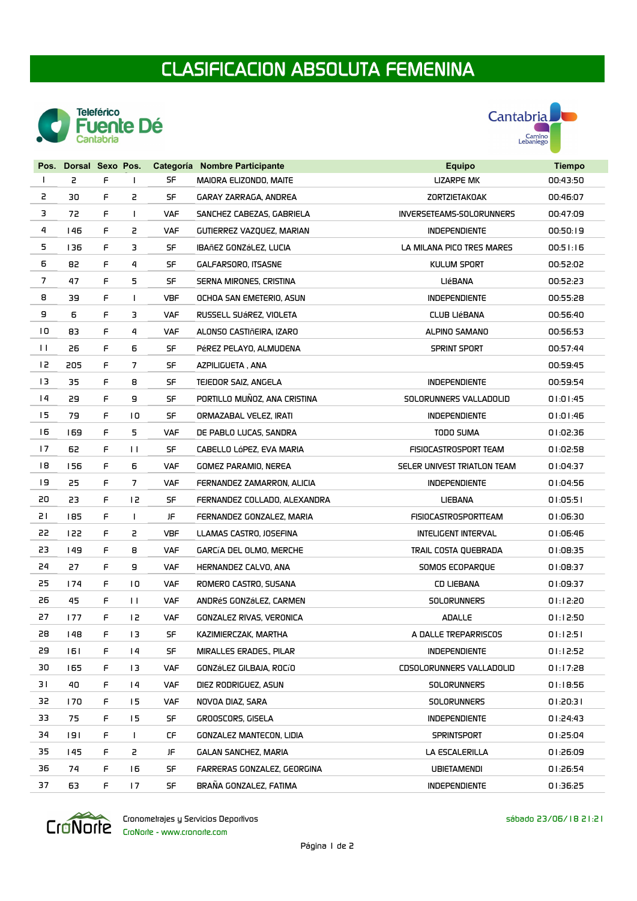# CLASIFICACION ABSOLUTA FEMENINA

| Pos. | Dorsal | Sexo | Pos. | Categoría | Nombre Participante | Equipo | Tiempo |
|---|---|---|---|---|---|---|---|
| 1 | 2 | F | 1 | SF | MAIORA ELIZONDO, MAITE | LIZARPE MK | 00:43:50 |
| 2 | 30 | F | 2 | SF | GARAY ZARRAGA, ANDREA | ZORTZIETAKOAK | 00:46:07 |
| 3 | 72 | F | 1 | VAF | SANCHEZ CABEZAS, GABRIELA | INVERSETEAMS-SOLORUNNERS | 00:47:09 |
| 4 | 146 | F | 2 | VAF | GUTIERREZ VAZQUEZ, MARIAN | INDEPENDIENTE | 00:50:19 |
| 5 | 136 | F | 3 | SF | IBAñEZ GONZáLEZ, LUCIA | LA MILANA PICO TRES MARES | 00:51:16 |
| 6 | 82 | F | 4 | SF | GALFARSORO, ITSASNE | KULUM SPORT | 00:52:02 |
| 7 | 47 | F | 5 | SF | SERNA MIRONES, CRISTINA | LIéBANA | 00:52:23 |
| 8 | 39 | F | 1 | VBF | OCHOA SAN EMETERIO, ASUN | INDEPENDIENTE | 00:55:28 |
| 9 | 6 | F | 3 | VAF | RUSSELL SUáREZ, VIOLETA | CLUB LIéBANA | 00:56:40 |
| 10 | 83 | F | 4 | VAF | ALONSO CASTIñEIRA, IZARO | ALPINO SAMANO | 00:56:53 |
| 11 | 26 | F | 6 | SF | PéREZ PELAYO, ALMUDENA | SPRINT SPORT | 00:57:44 |
| 12 | 205 | F | 7 | SF | AZPILIGUETA , ANA | | 00:59:45 |
| 13 | 35 | F | 8 | SF | TEJEDOR SAIZ, ANGELA | INDEPENDIENTE | 00:59:54 |
| 14 | 29 | F | 9 | SF | PORTILLO MUÑOZ, ANA CRISTINA | SOLORUNNERS VALLADOLID | 01:01:45 |
| 15 | 79 | F | 10 | SF | ORMAZABAL VELEZ, IRATI | INDEPENDIENTE | 01:01:46 |
| 16 | 169 | F | 5 | VAF | DE PABLO LUCAS, SANDRA | TODO SUMA | 01:02:36 |
| 17 | 62 | F | 11 | SF | CABELLO LóPEZ, EVA MARIA | FISIOCASTROSPORT TEAM | 01:02:58 |
| 18 | 156 | F | 6 | VAF | GOMEZ PARAMIO, NEREA | SELER UNIVEST TRIATLON TEAM | 01:04:37 |
| 19 | 25 | F | 7 | VAF | FERNANDEZ ZAMARRON, ALICIA | INDEPENDIENTE | 01:04:56 |
| 20 | 23 | F | 12 | SF | FERNANDEZ COLLADO, ALEXANDRA | LIEBANA | 01:05:51 |
| 21 | 185 | F | 1 | JF | FERNANDEZ GONZALEZ, MARIA | FISIOCASTROSPORTTEAM | 01:06:30 |
| 22 | 122 | F | 2 | VBF | LLAMAS CASTRO, JOSEFINA | INTELIGENT INTERVAL | 01:06:46 |
| 23 | 149 | F | 8 | VAF | GARCíA DEL OLMO, MERCHE | TRAIL COSTA QUEBRADA | 01:08:35 |
| 24 | 27 | F | 9 | VAF | HERNANDEZ CALVO, ANA | SOMOS ECOPARQUE | 01:08:37 |
| 25 | 174 | F | 10 | VAF | ROMERO CASTRO, SUSANA | CD LIEBANA | 01:09:37 |
| 26 | 45 | F | 11 | VAF | ANDRéS GONZáLEZ, CARMEN | SOLORUNNERS | 01:12:20 |
| 27 | 177 | F | 12 | VAF | GONZALEZ RIVAS, VERONICA | ADALLE | 01:12:50 |
| 28 | 148 | F | 13 | SF | KAZIMIERCZAK, MARTHA | A DALLE TREPARRISCOS | 01:12:51 |
| 29 | 161 | F | 14 | SF | MIRALLES ERADES., PILAR | INDEPENDIENTE | 01:12:52 |
| 30 | 165 | F | 13 | VAF | GONZáLEZ GILBAJA, ROCíO | CDSOLORUNNERS VALLADOLID | 01:17:28 |
| 31 | 40 | F | 14 | VAF | DIEZ RODRIGUEZ, ASUN | SOLORUNNERS | 01:18:56 |
| 32 | 170 | F | 15 | VAF | NOVOA DIAZ, SARA | SOLORUNNERS | 01:20:31 |
| 33 | 75 | F | 15 | SF | GROOSCORS, GISELA | INDEPENDIENTE | 01:24:43 |
| 34 | 191 | F | 1 | CF | GONZALEZ MANTECON, LIDIA | SPRINTSPORT | 01:25:04 |
| 35 | 145 | F | 2 | JF | GALAN SANCHEZ, MARIA | LA ESCALERILLA | 01:26:09 |
| 36 | 74 | F | 16 | SF | FARRERAS GONZALEZ, GEORGINA | UBIETAMENDI | 01:26:54 |
| 37 | 63 | F | 17 | SF | BRAÑA GONZALEZ, FATIMA | INDEPENDIENTE | 01:36:25 |

Cronometrajes y Servicios Deportivos
CroNorte - www.cronorte.com

sábado 23/06/18 21:21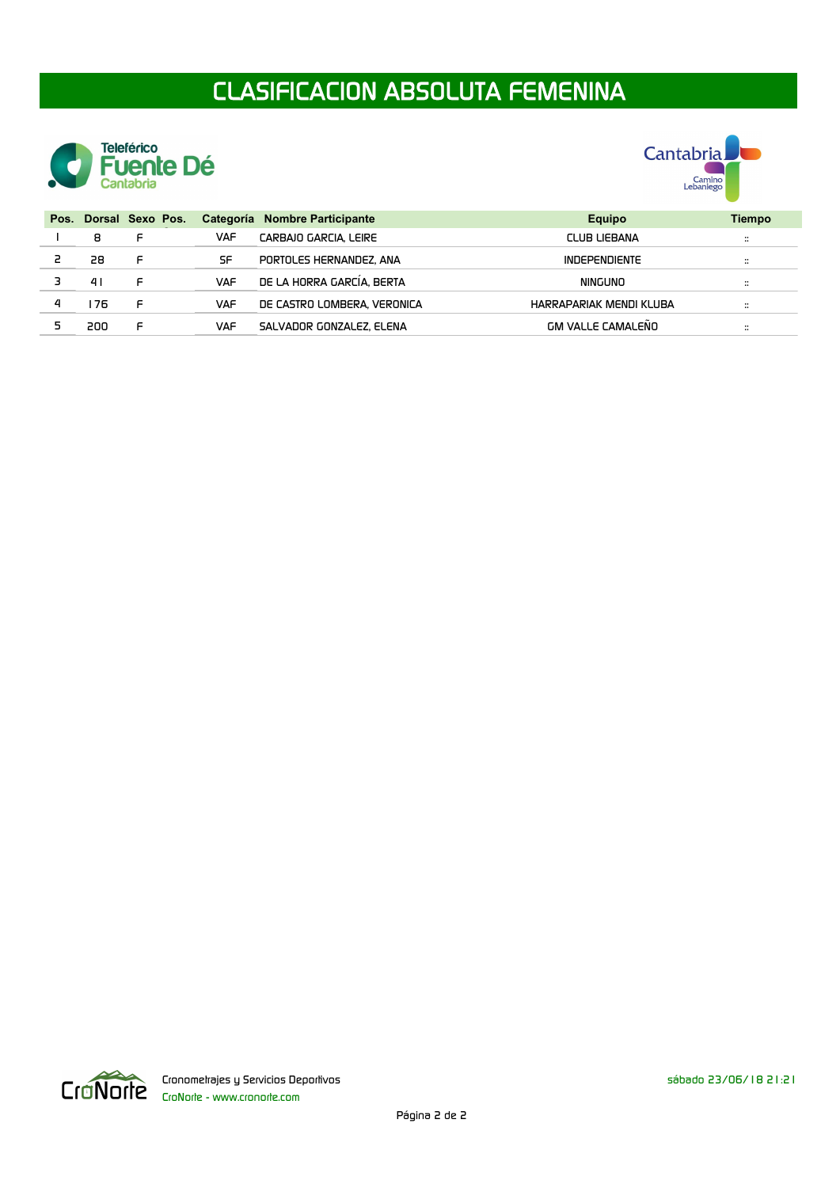# CLASIFICACION ABSOLUTA FEMENINA

| Pos. | Dorsal | Sexo | Pos. | Categoría | Nombre Participante | Equipo | Tiempo |
|---|---|---|---|---|---|---|---|
| 1 | 8 | F | | VAF | CARBAJO GARCIA, LEIRE | CLUB LIEBANA | :: |
| 2 | 28 | F | | SF | PORTOLES HERNANDEZ, ANA | INDEPENDIENTE | :: |
| 3 | 41 | F | | VAF | DE LA HORRA GARCÍA, BERTA | NINGUNO | :: |
| 4 | 176 | F | | VAF | DE CASTRO LOMBERA, VERONICA | HARRAPARIAK MENDI KLUBA | :: |
| 5 | 200 | F | | VAF | SALVADOR GONZALEZ, ELENA | GM VALLE CAMALEÑO | :: |

Cronometrajes y Servicios Deportivos
CroNorte - www.cronorte.com

sábado 23/06/18 21:21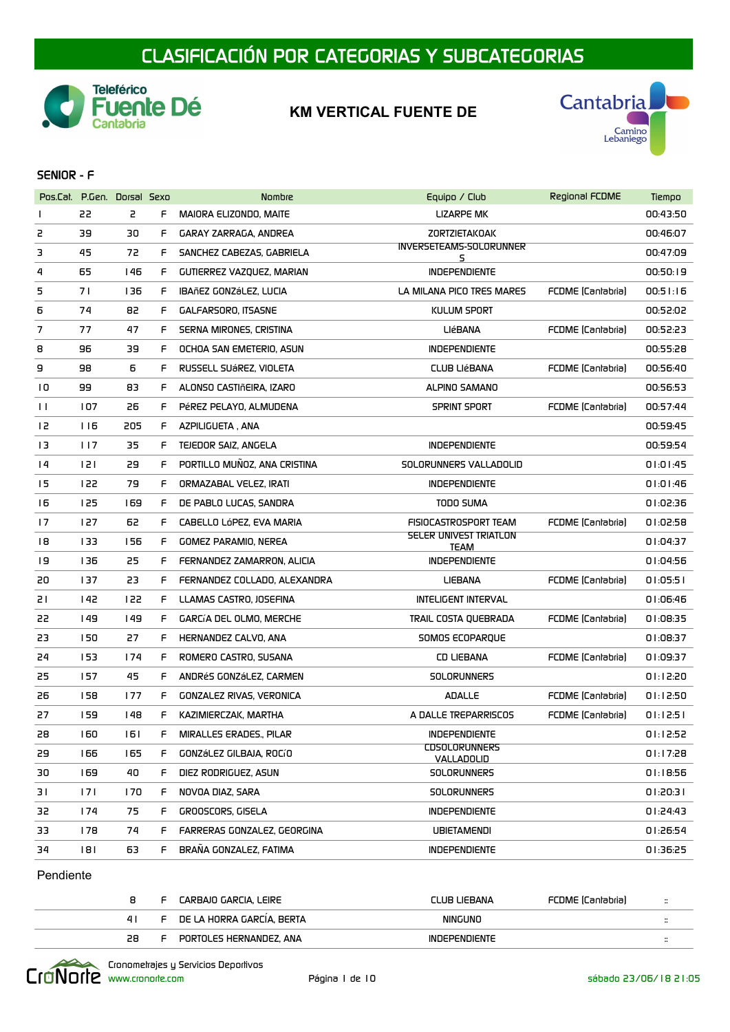# CLASIFICACIÓN POR CATEGORIAS Y SUBCATEGORIAS

Teleférico Fuente Dé Cantabria

**KM VERTICAL FUENTE DE**

Cantabria Camino Lebaniego

## SENIOR - F

| Pos.Cat. | P.Gen. | Dorsal | Sexo | Nombre | Equipo / Club | Regional FCDME | Tiempo |
|---|---|---|---|---|---|---|---|
| 1 | 22 | 2 | F | MAIORA ELIZONDO, MAITE | LIZARPE MK | | 00:43:50 |
| 2 | 39 | 30 | F | GARAY ZARRAGA, ANDREA | ZORTZIETAKOAK | | 00:46:07 |
| 3 | 45 | 72 | F | SANCHEZ CABEZAS, GABRIELA | INVERSETEAMS-SOLORUNNERS | | 00:47:09 |
| 4 | 65 | 146 | F | GUTIERREZ VAZQUEZ, MARIAN | INDEPENDIENTE | | 00:50:19 |
| 5 | 71 | 136 | F | IBAñEZ GONZáLEZ, LUCIA | LA MILANA PICO TRES MARES | FCDME (Cantabria) | 00:51:16 |
| 6 | 74 | 82 | F | GALFARSORO, ITSASNE | KULUM SPORT | | 00:52:02 |
| 7 | 77 | 47 | F | SERNA MIRONES, CRISTINA | LIéBANA | FCDME (Cantabria) | 00:52:23 |
| 8 | 96 | 39 | F | OCHOA SAN EMETERIO, ASUN | INDEPENDIENTE | | 00:55:28 |
| 9 | 98 | 6 | F | RUSSELL SUáREZ, VIOLETA | CLUB LIéBANA | FCDME (Cantabria) | 00:56:40 |
| 10 | 99 | 83 | F | ALONSO CASTIñEIRA, IZARO | ALPINO SAMANO | | 00:56:53 |
| 11 | 107 | 26 | F | PéREZ PELAYO, ALMUDENA | SPRINT SPORT | FCDME (Cantabria) | 00:57:44 |
| 12 | 116 | 205 | F | AZPILIGUETA , ANA | | | 00:59:45 |
| 13 | 117 | 35 | F | TEJEDOR SAIZ, ANGELA | INDEPENDIENTE | | 00:59:54 |
| 14 | 121 | 29 | F | PORTILLO MUÑOZ, ANA CRISTINA | SOLORUNNERS VALLADOLID | | 01:01:45 |
| 15 | 122 | 79 | F | ORMAZABAL VELEZ, IRATI | INDEPENDIENTE | | 01:01:46 |
| 16 | 125 | 169 | F | DE PABLO LUCAS, SANDRA | TODO SUMA | | 01:02:36 |
| 17 | 127 | 62 | F | CABELLO LóPEZ, EVA MARIA | FISIOCASTROSPORT TEAM | FCDME (Cantabria) | 01:02:58 |
| 18 | 133 | 156 | F | GOMEZ PARAMIO, NEREA | SELER UNIVEST TRIATLON TEAM | | 01:04:37 |
| 19 | 136 | 25 | F | FERNANDEZ ZAMARRON, ALICIA | INDEPENDIENTE | | 01:04:56 |
| 20 | 137 | 23 | F | FERNANDEZ COLLADO, ALEXANDRA | LIEBANA | FCDME (Cantabria) | 01:05:51 |
| 21 | 142 | 122 | F | LLAMAS CASTRO, JOSEFINA | INTELIGENT INTERVAL | | 01:06:46 |
| 22 | 149 | 149 | F | GARCíA DEL OLMO, MERCHE | TRAIL COSTA QUEBRADA | FCDME (Cantabria) | 01:08:35 |
| 23 | 150 | 27 | F | HERNANDEZ CALVO, ANA | SOMOS ECOPARQUE | | 01:08:37 |
| 24 | 153 | 174 | F | ROMERO CASTRO, SUSANA | CD LIEBANA | FCDME (Cantabria) | 01:09:37 |
| 25 | 157 | 45 | F | ANDRéS GONZáLEZ, CARMEN | SOLORUNNERS | | 01:12:20 |
| 26 | 158 | 177 | F | GONZALEZ RIVAS, VERONICA | ADALLE | FCDME (Cantabria) | 01:12:50 |
| 27 | 159 | 148 | F | KAZIMIERCZAK, MARTHA | A DALLE TREPARRISCOS | FCDME (Cantabria) | 01:12:51 |
| 28 | 160 | 161 | F | MIRALLES ERADES., PILAR | INDEPENDIENTE | | 01:12:52 |
| 29 | 166 | 165 | F | GONZáLEZ GILBAJA, ROCíO | CDSOLORUNNERS VALLADOLID | | 01:17:28 |
| 30 | 169 | 40 | F | DIEZ RODRIGUEZ, ASUN | SOLORUNNERS | | 01:18:56 |
| 31 | 171 | 170 | F | NOVOA DIAZ, SARA | SOLORUNNERS | | 01:20:31 |
| 32 | 174 | 75 | F | GROOSCORS, GISELA | INDEPENDIENTE | | 01:24:43 |
| 33 | 178 | 74 | F | FARRERAS GONZALEZ, GEORGINA | UBIETAMENDI | | 01:26:54 |
| 34 | 181 | 63 | F | BRAÑA GONZALEZ, FATIMA | INDEPENDIENTE | | 01:36:25 |

Pendiente

| | | Dorsal | Sexo | Nombre | Equipo / Club | Regional FCDME | Tiempo |
|---|---|---|---|---|---|---|---|
| | | 8 | F | CARBAJO GARCIA, LEIRE | CLUB LIEBANA | FCDME (Cantabria) | :: |
| | | 41 | F | DE LA HORRA GARCÍA, BERTA | NINGUNO | | :: |
| | | 28 | F | PORTOLES HERNANDEZ, ANA | INDEPENDIENTE | | :: |

CroNorte Cronometrajes y Servicios Deportivos www.cronorte.com

sábado 23/06/18 21:05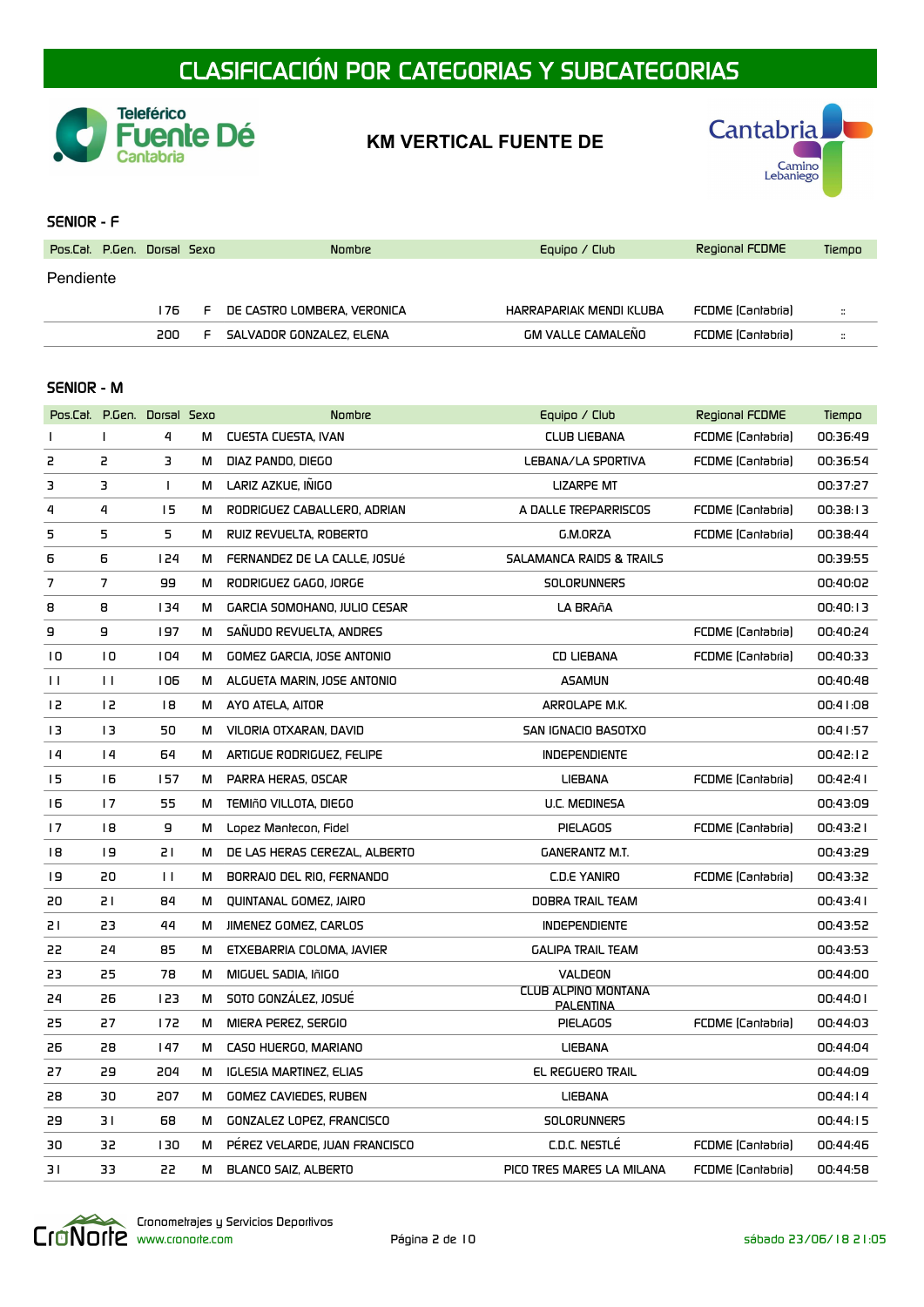# CLASIFICACIÓN POR CATEGORIAS Y SUBCATEGORIAS

## KM VERTICAL FUENTE DE

### SENIOR - F

| Pos.Cat. | P.Gen. | Dorsal | Sexo | Nombre | Equipo / Club | Regional FCDME | Tiempo |
|---|---|---|---|---|---|---|---|
| Pendiente | | | | | | | |
| | | 176 | F | DE CASTRO LOMBERA, VERONICA | HARRAPARIAK MENDI KLUBA | FCDME (Cantabria) | : |
| | | 200 | F | SALVADOR GONZALEZ, ELENA | GM VALLE CAMALEÑO | FCDME (Cantabria) | : |

### SENIOR - M

| Pos.Cat. | P.Gen. | Dorsal | Sexo | Nombre | Equipo / Club | Regional FCDME | Tiempo |
|---|---|---|---|---|---|---|---|
| 1 | 1 | 4 | M | CUESTA CUESTA, IVAN | CLUB LIEBANA | FCDME (Cantabria) | 00:36:49 |
| 2 | 2 | 3 | M | DIAZ PANDO, DIEGO | LEBANA/LA SPORTIVA | FCDME (Cantabria) | 00:36:54 |
| 3 | 3 | 1 | M | LARIZ AZKUE, IÑIGO | LIZARPE MT | | 00:37:27 |
| 4 | 4 | 15 | M | RODRIGUEZ CABALLERO, ADRIAN | A DALLE TREPARRISCOS | FCDME (Cantabria) | 00:38:13 |
| 5 | 5 | 5 | M | RUIZ REVUELTA, ROBERTO | G.M.ORZA | FCDME (Cantabria) | 00:38:44 |
| 6 | 6 | 124 | M | FERNANDEZ DE LA CALLE, JOSUé | SALAMANCA RAIDS & TRAILS | | 00:39:55 |
| 7 | 7 | 99 | M | RODRIGUEZ GAGO, JORGE | SOLORUNNERS | | 00:40:02 |
| 8 | 8 | 134 | M | GARCIA SOMOHANO, JULIO CESAR | LA BRAñA | | 00:40:13 |
| 9 | 9 | 197 | M | SAÑUDO REVUELTA, ANDRES | | FCDME (Cantabria) | 00:40:24 |
| 10 | 10 | 104 | M | GOMEZ GARCIA, JOSE ANTONIO | CD LIEBANA | FCDME (Cantabria) | 00:40:33 |
| 11 | 11 | 106 | M | ALGUETA MARIN, JOSE ANTONIO | ASAMUN | | 00:40:48 |
| 12 | 12 | 18 | M | AYO ATELA, AITOR | ARROLAPE M.K. | | 00:41:08 |
| 13 | 13 | 50 | M | VILORIA OTXARAN, DAVID | SAN IGNACIO BASOTXO | | 00:41:57 |
| 14 | 14 | 64 | M | ARTIGUE RODRIGUEZ, FELIPE | INDEPENDIENTE | | 00:42:12 |
| 15 | 16 | 157 | M | PARRA HERAS, OSCAR | LIEBANA | FCDME (Cantabria) | 00:42:41 |
| 16 | 17 | 55 | M | TEMIñO VILLOTA, DIEGO | U.C. MEDINESA | | 00:43:09 |
| 17 | 18 | 9 | M | Lopez Mantecon, Fidel | PIELAGOS | FCDME (Cantabria) | 00:43:21 |
| 18 | 19 | 21 | M | DE LAS HERAS CEREZAL, ALBERTO | GANERANTZ M.T. | | 00:43:29 |
| 19 | 20 | 11 | M | BORRAJO DEL RIO, FERNANDO | C.D.E YANIRO | FCDME (Cantabria) | 00:43:32 |
| 20 | 21 | 84 | M | QUINTANAL GOMEZ, JAIRO | DOBRA TRAIL TEAM | | 00:43:41 |
| 21 | 23 | 44 | M | JIMENEZ GOMEZ, CARLOS | INDEPENDIENTE | | 00:43:52 |
| 22 | 24 | 85 | M | ETXEBARRIA COLOMA, JAVIER | GALIPA TRAIL TEAM | | 00:43:53 |
| 23 | 25 | 78 | M | MIGUEL SADIA, IñIGO | VALDEON | | 00:44:00 |
| 24 | 26 | 123 | M | SOTO GONZÁLEZ, JOSUÉ | CLUB ALPINO MONTANA PALENTINA | | 00:44:01 |
| 25 | 27 | 172 | M | MIERA PEREZ, SERGIO | PIELAGOS | FCDME (Cantabria) | 00:44:03 |
| 26 | 28 | 147 | M | CASO HUERGO, MARIANO | LIEBANA | | 00:44:04 |
| 27 | 29 | 204 | M | IGLESIA MARTINEZ, ELIAS | EL REGUERO TRAIL | | 00:44:09 |
| 28 | 30 | 207 | M | GOMEZ CAVIEDES, RUBEN | LIEBANA | | 00:44:14 |
| 29 | 31 | 68 | M | GONZALEZ LOPEZ, FRANCISCO | SOLORUNNERS | | 00:44:15 |
| 30 | 32 | 130 | M | PÉREZ VELARDE, JUAN FRANCISCO | C.D.C. NESTLÉ | FCDME (Cantabria) | 00:44:46 |
| 31 | 33 | 22 | M | BLANCO SAIZ, ALBERTO | PICO TRES MARES LA MILANA | FCDME (Cantabria) | 00:44:58 |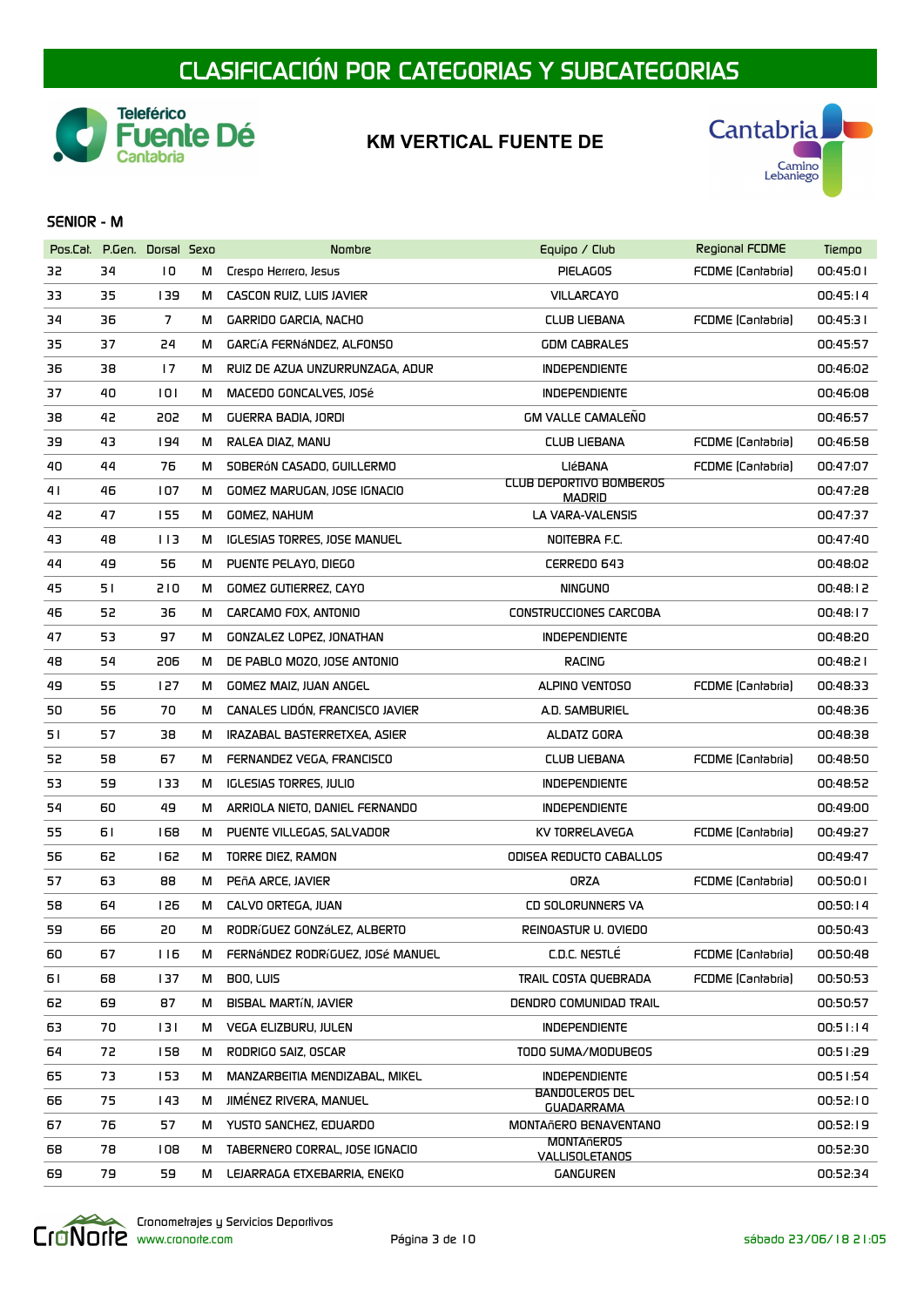# CLASIFICACIÓN POR CATEGORIAS Y SUBCATEGORIAS

## KM VERTICAL FUENTE DE

### SENIOR - M

| Pos.Cat. | P.Gen. | Dorsal | Sexo | Nombre | Equipo / Club | Regional FCDME | Tiempo |
|---|---|---|---|---|---|---|---|
| 32 | 34 | 10 | M | Crespo Herrero, Jesus | PIELAGOS | FCDME (Cantabria) | 00:45:01 |
| 33 | 35 | 139 | M | CASCON RUIZ, LUIS JAVIER | VILLARCAYO | | 00:45:14 |
| 34 | 36 | 7 | M | GARRIDO GARCIA, NACHO | CLUB LIEBANA | FCDME (Cantabria) | 00:45:31 |
| 35 | 37 | 24 | M | GARCíA FERNáNDEZ, ALFONSO | GDM CABRALES | | 00:45:57 |
| 36 | 38 | 17 | M | RUIZ DE AZUA UNZURRUNZAGA, ADUR | INDEPENDIENTE | | 00:46:02 |
| 37 | 40 | 101 | M | MACEDO GONCALVES, JOSé | INDEPENDIENTE | | 00:46:08 |
| 38 | 42 | 202 | M | GUERRA BADIA, JORDI | GM VALLE CAMALEÑO | | 00:46:57 |
| 39 | 43 | 194 | M | RALEA DIAZ, MANU | CLUB LIEBANA | FCDME (Cantabria) | 00:46:58 |
| 40 | 44 | 76 | M | SOBERóN CASADO, GUILLERMO | LIéBANA | FCDME (Cantabria) | 00:47:07 |
| 41 | 46 | 107 | M | GOMEZ MARUGAN, JOSE IGNACIO | CLUB DEPORTIVO BOMBEROS MADRID | | 00:47:28 |
| 42 | 47 | 155 | M | GOMEZ, NAHUM | LA VARA-VALENSIS | | 00:47:37 |
| 43 | 48 | 113 | M | IGLESIAS TORRES, JOSE MANUEL | NOITEBRA F.C. | | 00:47:40 |
| 44 | 49 | 56 | M | PUENTE PELAYO, DIEGO | CERREDO 643 | | 00:48:02 |
| 45 | 51 | 210 | M | GOMEZ GUTIERREZ, CAYO | NINGUNO | | 00:48:12 |
| 46 | 52 | 36 | M | CARCAMO FOX, ANTONIO | CONSTRUCCIONES CARCOBA | | 00:48:17 |
| 47 | 53 | 97 | M | GONZALEZ LOPEZ, JONATHAN | INDEPENDIENTE | | 00:48:20 |
| 48 | 54 | 206 | M | DE PABLO MOZO, JOSE ANTONIO | RACING | | 00:48:21 |
| 49 | 55 | 127 | M | GOMEZ MAIZ, JUAN ANGEL | ALPINO VENTOSO | FCDME (Cantabria) | 00:48:33 |
| 50 | 56 | 70 | M | CANALES LIDÓN, FRANCISCO JAVIER | A.D. SAMBURIEL | | 00:48:36 |
| 51 | 57 | 38 | M | IRAZABAL BASTERRETXEA, ASIER | ALDATZ GORA | | 00:48:38 |
| 52 | 58 | 67 | M | FERNANDEZ VEGA, FRANCISCO | CLUB LIEBANA | FCDME (Cantabria) | 00:48:50 |
| 53 | 59 | 133 | M | IGLESIAS TORRES, JULIO | INDEPENDIENTE | | 00:48:52 |
| 54 | 60 | 49 | M | ARRIOLA NIETO, DANIEL FERNANDO | INDEPENDIENTE | | 00:49:00 |
| 55 | 61 | 168 | M | PUENTE VILLEGAS, SALVADOR | KV TORRELAVEGA | FCDME (Cantabria) | 00:49:27 |
| 56 | 62 | 162 | M | TORRE DIEZ, RAMON | ODISEA REDUCTO CABALLOS | | 00:49:47 |
| 57 | 63 | 88 | M | PEñA ARCE, JAVIER | ORZA | FCDME (Cantabria) | 00:50:01 |
| 58 | 64 | 126 | M | CALVO ORTEGA, JUAN | CD SOLORUNNERS VA | | 00:50:14 |
| 59 | 66 | 20 | M | RODRíGUEZ GONZáLEZ, ALBERTO | REINOASTUR U. OVIEDO | | 00:50:43 |
| 60 | 67 | 116 | M | FERNáNDEZ RODRíGUEZ, JOSé MANUEL | C.D.C. NESTLÉ | FCDME (Cantabria) | 00:50:48 |
| 61 | 68 | 137 | M | BOO, LUIS | TRAIL COSTA QUEBRADA | FCDME (Cantabria) | 00:50:53 |
| 62 | 69 | 87 | M | BISBAL MARTíN, JAVIER | DENDRO COMUNIDAD TRAIL | | 00:50:57 |
| 63 | 70 | 131 | M | VEGA ELIZBURU, JULEN | INDEPENDIENTE | | 00:51:14 |
| 64 | 72 | 158 | M | RODRIGO SAIZ, OSCAR | TODO SUMA/MODUBEOS | | 00:51:29 |
| 65 | 73 | 153 | M | MANZARBEITIA MENDIZABAL, MIKEL | INDEPENDIENTE | | 00:51:54 |
| 66 | 75 | 143 | M | JIMÉNEZ RIVERA, MANUEL | BANDOLEROS DEL GUADARRAMA | | 00:52:10 |
| 67 | 76 | 57 | M | YUSTO SANCHEZ, EDUARDO | MONTAñERO BENAVENTANO | | 00:52:19 |
| 68 | 78 | 108 | M | TABERNERO CORRAL, JOSE IGNACIO | MONTAñEROS VALLISOLETANOS | | 00:52:30 |
| 69 | 79 | 59 | M | LEJARRAGA ETXEBARRIA, ENEKO | GANGUREN | | 00:52:34 |

Cronometrajes y Servicios Deportivos
www.cronorte.com

sábado 23/06/18 21:05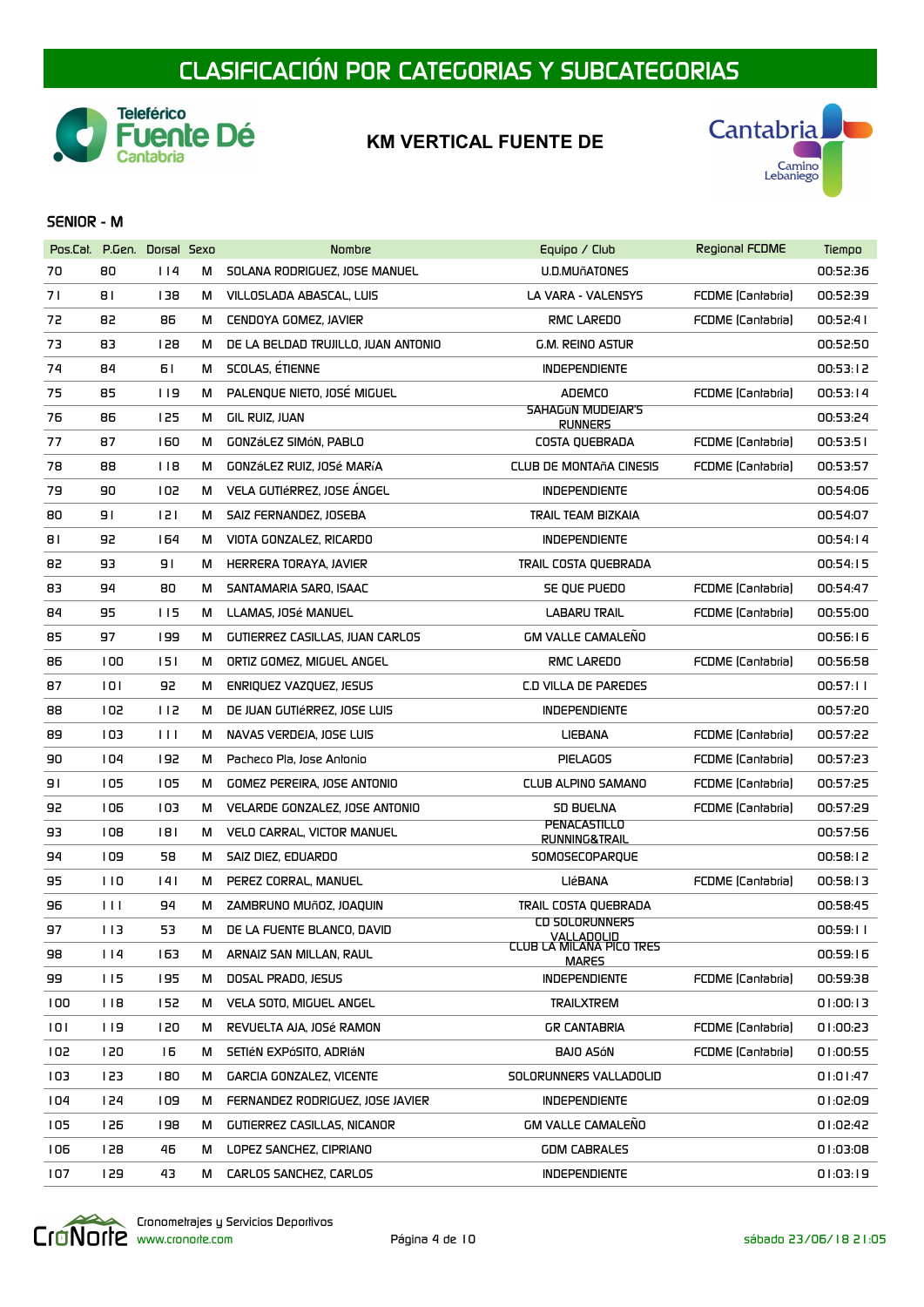# CLASIFICACIÓN POR CATEGORIAS Y SUBCATEGORIAS

**KM VERTICAL FUENTE DE**

## SENIOR - M

| Pos.Cat. | P.Gen. | Dorsal | Sexo | Nombre | Equipo / Club | Regional FCDME | Tiempo |
|---|---|---|---|---|---|---|---|
| 70 | 80 | 114 | M | SOLANA RODRIGUEZ, JOSE MANUEL | U.D.MUñATONES | | 00:52:36 |
| 71 | 81 | 138 | M | VILLOSLADA ABASCAL, LUIS | LA VARA - VALENSYS | FCDME (Cantabria) | 00:52:39 |
| 72 | 82 | 86 | M | CENDOYA GOMEZ, JAVIER | RMC LAREDO | FCDME (Cantabria) | 00:52:41 |
| 73 | 83 | 128 | M | DE LA BELDAD TRUJILLO, JUAN ANTONIO | G.M. REINO ASTUR | | 00:52:50 |
| 74 | 84 | 61 | M | SCOLAS, ÉTIENNE | INDEPENDIENTE | | 00:53:12 |
| 75 | 85 | 119 | M | PALENQUE NIETO, JOSÉ MIGUEL | ADEMCO | FCDME (Cantabria) | 00:53:14 |
| 76 | 86 | 125 | M | GIL RUIZ, JUAN | SAHAGúN MUDEJAR'S RUNNERS | | 00:53:24 |
| 77 | 87 | 160 | M | GONZáLEZ SIMóN, PABLO | COSTA QUEBRADA | FCDME (Cantabria) | 00:53:51 |
| 78 | 88 | 118 | M | GONZáLEZ RUIZ, JOSé MARíA | CLUB DE MONTAñA CINESIS | FCDME (Cantabria) | 00:53:57 |
| 79 | 90 | 102 | M | VELA GUTIéRREZ, JOSE ÁNGEL | INDEPENDIENTE | | 00:54:06 |
| 80 | 91 | 121 | M | SAIZ FERNANDEZ, JOSEBA | TRAIL TEAM BIZKAIA | | 00:54:07 |
| 81 | 92 | 164 | M | VIOTA GONZALEZ, RICARDO | INDEPENDIENTE | | 00:54:14 |
| 82 | 93 | 91 | M | HERRERA TORAYA, JAVIER | TRAIL COSTA QUEBRADA | | 00:54:15 |
| 83 | 94 | 80 | M | SANTAMARIA SARO, ISAAC | SE QUE PUEDO | FCDME (Cantabria) | 00:54:47 |
| 84 | 95 | 115 | M | LLAMAS, JOSé MANUEL | LABARU TRAIL | FCDME (Cantabria) | 00:55:00 |
| 85 | 97 | 199 | M | GUTIERREZ CASILLAS, JUAN CARLOS | GM VALLE CAMALEÑO | | 00:56:16 |
| 86 | 100 | 151 | M | ORTIZ GOMEZ, MIGUEL ANGEL | RMC LAREDO | FCDME (Cantabria) | 00:56:58 |
| 87 | 101 | 92 | M | ENRIQUEZ VAZQUEZ, JESUS | C.D VILLA DE PAREDES | | 00:57:11 |
| 88 | 102 | 112 | M | DE JUAN GUTIéRREZ, JOSE LUIS | INDEPENDIENTE | | 00:57:20 |
| 89 | 103 | 111 | M | NAVAS VERDEJA, JOSE LUIS | LIEBANA | FCDME (Cantabria) | 00:57:22 |
| 90 | 104 | 192 | M | Pacheco Pla, Jose Antonio | PIELAGOS | FCDME (Cantabria) | 00:57:23 |
| 91 | 105 | 105 | M | GOMEZ PEREIRA, JOSE ANTONIO | CLUB ALPINO SAMANO | FCDME (Cantabria) | 00:57:25 |
| 92 | 106 | 103 | M | VELARDE GONZALEZ, JOSE ANTONIO | SD BUELNA | FCDME (Cantabria) | 00:57:29 |
| 93 | 108 | 181 | M | VELO CARRAL, VICTOR MANUEL | PENACASTILLO RUNNING&TRAIL | | 00:57:56 |
| 94 | 109 | 58 | M | SAIZ DIEZ, EDUARDO | SOMOSECOPARQUE | | 00:58:12 |
| 95 | 110 | 141 | M | PEREZ CORRAL, MANUEL | LIéBANA | FCDME (Cantabria) | 00:58:13 |
| 96 | 111 | 94 | M | ZAMBRUNO MUñOZ, JOAQUIN | TRAIL COSTA QUEBRADA | | 00:58:45 |
| 97 | 113 | 53 | M | DE LA FUENTE BLANCO, DAVID | CD SOLORUNNERS VALLADOLID | | 00:59:11 |
| 98 | 114 | 163 | M | ARNAIZ SAN MILLAN, RAUL | CLUB LA MILANA PICO TRES MARES | | 00:59:16 |
| 99 | 115 | 195 | M | DOSAL PRADO, JESUS | INDEPENDIENTE | FCDME (Cantabria) | 00:59:38 |
| 100 | 118 | 152 | M | VELA SOTO, MIGUEL ANGEL | TRAILXTREM | | 01:00:13 |
| 101 | 119 | 120 | M | REVUELTA AJA, JOSé RAMON | GR CANTABRIA | FCDME (Cantabria) | 01:00:23 |
| 102 | 120 | 16 | M | SETIéN EXPóSITO, ADRIáN | BAJO ASóN | FCDME (Cantabria) | 01:00:55 |
| 103 | 123 | 180 | M | GARCIA GONZALEZ, VICENTE | SOLORUNNERS VALLADOLID | | 01:01:47 |
| 104 | 124 | 109 | M | FERNANDEZ RODRIGUEZ, JOSE JAVIER | INDEPENDIENTE | | 01:02:09 |
| 105 | 126 | 198 | M | GUTIERREZ CASILLAS, NICANOR | GM VALLE CAMALEÑO | | 01:02:42 |
| 106 | 128 | 46 | M | LOPEZ SANCHEZ, CIPRIANO | GDM CABRALES | | 01:03:08 |
| 107 | 129 | 43 | M | CARLOS SANCHEZ, CARLOS | INDEPENDIENTE | | 01:03:19 |

Cronometrajes y Servicios Deportivos
www.cronorte.com

sábado 23/06/18 21:05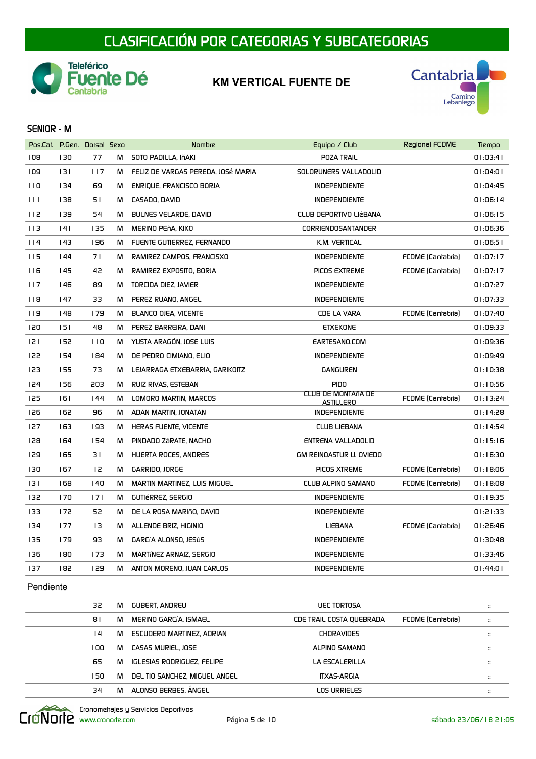# CLASIFICACIÓN POR CATEGORIAS Y SUBCATEGORIAS

Teleférico Fuente Dé Cantabria

**KM VERTICAL FUENTE DE**

Cantabria Camino Lebaniego

## SENIOR - M

| Pos.Cat. | P.Gen. | Dorsal | Sexo | Nombre | Equipo / Club | Regional FCDME | Tiempo |
|---|---|---|---|---|---|---|---|
| 108 | 130 | 77 | M | SOTO PADILLA, IñAKI | POZA TRAIL | | 01:03:41 |
| 109 | 131 | 117 | M | FELIZ DE VARGAS PEREDA, JOSé MARIA | SOLORUNERS VALLADOLID | | 01:04:01 |
| 110 | 134 | 69 | M | ENRIQUE, FRANCISCO BORJA | INDEPENDIENTE | | 01:04:45 |
| 111 | 138 | 51 | M | CASADO, DAVID | INDEPENDIENTE | | 01:06:14 |
| 112 | 139 | 54 | M | BULNES VELARDE, DAVID | CLUB DEPORTIVO LIéBANA | | 01:06:15 |
| 113 | 141 | 135 | M | MERINO PEñA, KIKO | CORRIENDOSANTANDER | | 01:06:36 |
| 114 | 143 | 196 | M | FUENTE GUTIERREZ, FERNANDO | K.M. VERTICAL | | 01:06:51 |
| 115 | 144 | 71 | M | RAMIREZ CAMPOS, FRANCISXO | INDEPENDIENTE | FCDME (Cantabria) | 01:07:17 |
| 116 | 145 | 42 | M | RAMIREZ EXPOSITO, BORJA | PICOS EXTREME | FCDME (Cantabria) | 01:07:17 |
| 117 | 146 | 89 | M | TORCIDA DIEZ, JAVIER | INDEPENDIENTE | | 01:07:27 |
| 118 | 147 | 33 | M | PEREZ RUANO, ANGEL | INDEPENDIENTE | | 01:07:33 |
| 119 | 148 | 179 | M | BLANCO OJEA, VICENTE | CDE LA VARA | FCDME (Cantabria) | 01:07:40 |
| 120 | 151 | 48 | M | PEREZ BARREIRA, DANI | ETXEKONE | | 01:09:33 |
| 121 | 152 | 110 | M | YUSTA ARAGÓN, JOSE LUIS | EARTESANO.COM | | 01:09:36 |
| 122 | 154 | 184 | M | DE PEDRO CIMIANO, ELIO | INDEPENDIENTE | | 01:09:49 |
| 123 | 155 | 73 | M | LEJARRAGA ETXEBARRIA, GARIKOITZ | GANGUREN | | 01:10:38 |
| 124 | 156 | 203 | M | RUIZ RIVAS, ESTEBAN | PIDO | | 01:10:56 |
| 125 | 161 | 144 | M | LOMORO MARTIN, MARCOS | CLUB DE MONTAñA DE ASTILLERO | FCDME (Cantabria) | 01:13:24 |
| 126 | 162 | 96 | M | ADAN MARTIN, JONATAN | INDEPENDIENTE | | 01:14:28 |
| 127 | 163 | 193 | M | HERAS FUENTE, VICENTE | CLUB LIEBANA | | 01:14:54 |
| 128 | 164 | 154 | M | PINDADO ZáRATE, NACHO | ENTRENA VALLADOLID | | 01:15:16 |
| 129 | 165 | 31 | M | HUERTA ROCES, ANDRES | GM REINOASTUR U. OVIEDO | | 01:16:30 |
| 130 | 167 | 12 | M | GARRIDO, JORGE | PICOS XTREME | FCDME (Cantabria) | 01:18:06 |
| 131 | 168 | 140 | M | MARTIN MARTINEZ, LUIS MIGUEL | CLUB ALPINO SAMANO | FCDME (Cantabria) | 01:18:08 |
| 132 | 170 | 171 | M | GUTIéRREZ, SERGIO | INDEPENDIENTE | | 01:19:35 |
| 133 | 172 | 52 | M | DE LA ROSA MARIñO, DAVID | INDEPENDIENTE | | 01:21:33 |
| 134 | 177 | 13 | M | ALLENDE BRIZ, HIGINIO | LIEBANA | FCDME (Cantabria) | 01:26:46 |
| 135 | 179 | 93 | M | GARCíA ALONSO, JESúS | INDEPENDIENTE | | 01:30:48 |
| 136 | 180 | 173 | M | MARTíNEZ ARNAIZ, SERGIO | INDEPENDIENTE | | 01:33:46 |
| 137 | 182 | 129 | M | ANTON MORENO, JUAN CARLOS | INDEPENDIENTE | | 01:44:01 |

Pendiente

| Pos.Cat. | P.Gen. | Dorsal | Sexo | Nombre | Equipo / Club | Regional FCDME | Tiempo |
|---|---|---|---|---|---|---|---|
| | | 32 | M | GUBERT, ANDREU | UEC TORTOSA | | :: |
| | | 81 | M | MERINO GARCíA, ISMAEL | CDE TRAIL COSTA QUEBRADA | FCDME (Cantabria) | :: |
| | | 14 | M | ESCUDERO MARTINEZ, ADRIAN | CHORAVIDES | | :: |
| | | 100 | M | CASAS MURIEL, JOSE | ALPINO SAMANO | | :: |
| | | 65 | M | IGLESIAS RODRIGUEZ, FELIPE | LA ESCALERILLA | | :: |
| | | 150 | M | DEL TIO SANCHEZ, MIGUEL ANGEL | ITXAS-ARGIA | | :: |
| | | 34 | M | ALONSO BERBES, ÁNGEL | LOS URRIELES | | :: |

CroNorte Cronometrajes y Servicios Deportivos www.cronorte.com

sábado 23/06/18 21:05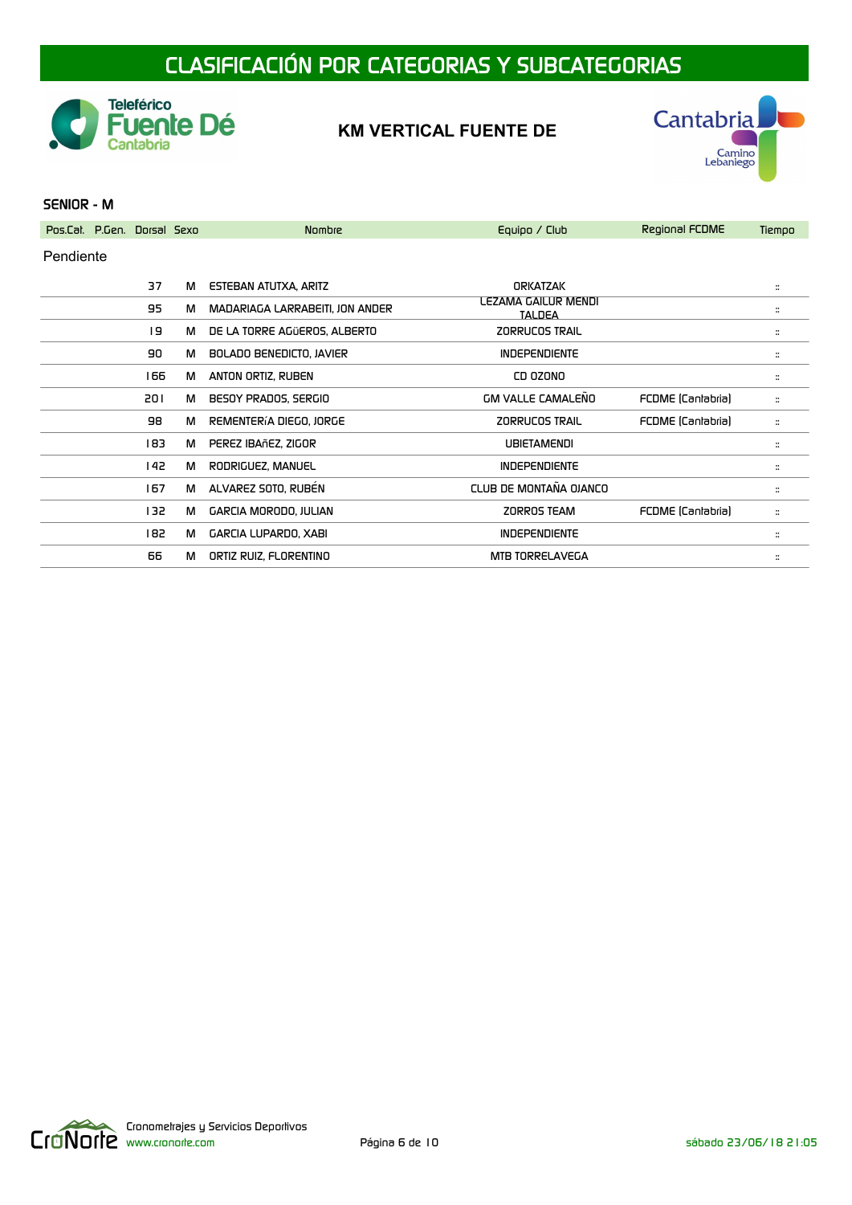# CLASIFICACIÓN POR CATEGORIAS Y SUBCATEGORIAS

## KM VERTICAL FUENTE DE

### SENIOR - M

| Pos.Cat. | P.Gen. | Dorsal | Sexo | Nombre | Equipo / Club | Regional FCDME | Tiempo |
|---|---|---|---|---|---|---|---|
| Pendiente | | | | | | | |
| | | 37 | M | ESTEBAN ATUTXA, ARITZ | ORKATZAK | | :: |
| | | 95 | M | MADARIAGA LARRABEITI, JON ANDER | LEZAMA GAILUR MENDI TALDEA | | :: |
| | | 19 | M | DE LA TORRE AGüEROS, ALBERTO | ZORRUCOS TRAIL | | :: |
| | | 90 | M | BOLADO BENEDICTO, JAVIER | INDEPENDIENTE | | :: |
| | | 166 | M | ANTON ORTIZ, RUBEN | CD OZONO | | :: |
| | | 201 | M | BESOY PRADOS, SERGIO | GM VALLE CAMALEÑO | FCDME (Cantabria) | :: |
| | | 98 | M | REMENTERíA DIEGO, JORGE | ZORRUCOS TRAIL | FCDME (Cantabria) | :: |
| | | 183 | M | PEREZ IBAñEZ, ZIGOR | UBIETAMENDI | | :: |
| | | 142 | M | RODRIGUEZ, MANUEL | INDEPENDIENTE | | :: |
| | | 167 | M | ALVAREZ SOTO, RUBÉN | CLUB DE MONTAÑA OJANCO | | :: |
| | | 132 | M | GARCIA MORODO, JULIAN | ZORROS TEAM | FCDME (Cantabria) | :: |
| | | 182 | M | GARCIA LUPARDO, XABI | INDEPENDIENTE | | :: |
| | | 66 | M | ORTIZ RUIZ, FLORENTINO | MTB TORRELAVEGA | | :: |

CroNorte Cronometrajes y Servicios Deportivos www.cronorte.com

sábado 23/06/18 21:05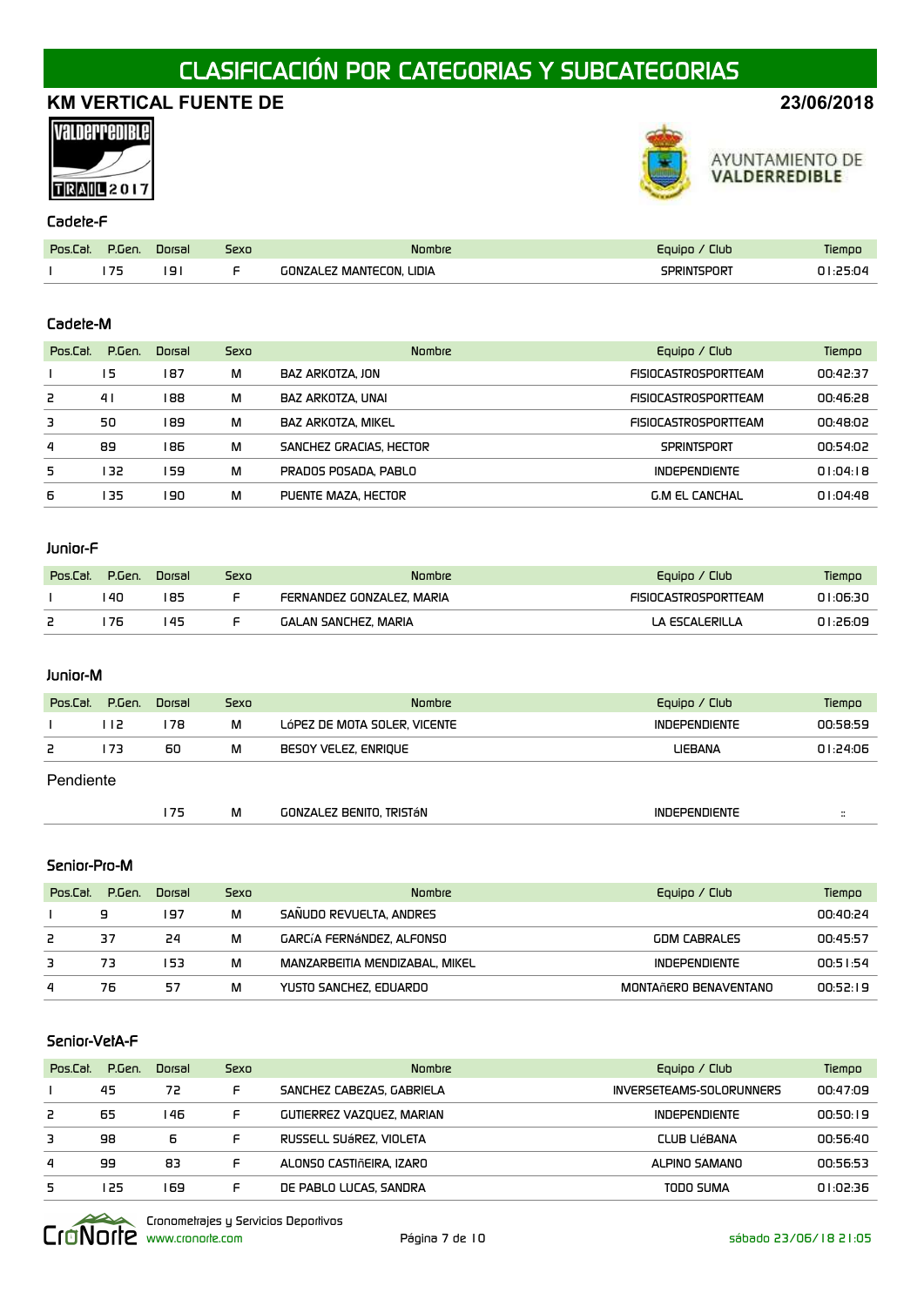# CLASIFICACIÓN POR CATEGORIAS Y SUBCATEGORIAS

**KM VERTICAL FUENTE DE** **23/06/2018**

AYUNTAMIENTO DE VALDERREDIBLE

### Cadete-F

| Pos.Cat. | P.Gen. | Dorsal | Sexo | Nombre | Equipo / Club | Tiempo |
|---|---|---|---|---|---|---|
| 1 | 175 | 191 | F | GONZALEZ MANTECON, LIDIA | SPRINTSPORT | 01:25:04 |

### Cadete-M

| Pos.Cat. | P.Gen. | Dorsal | Sexo | Nombre | Equipo / Club | Tiempo |
|---|---|---|---|---|---|---|
| 1 | 15 | 187 | M | BAZ ARKOTZA, JON | FISIOCASTROSPORTTEAM | 00:42:37 |
| 2 | 41 | 188 | M | BAZ ARKOTZA, UNAI | FISIOCASTROSPORTTEAM | 00:46:28 |
| 3 | 50 | 189 | M | BAZ ARKOTZA, MIKEL | FISIOCASTROSPORTTEAM | 00:48:02 |
| 4 | 89 | 186 | M | SANCHEZ GRACIAS, HECTOR | SPRINTSPORT | 00:54:02 |
| 5 | 132 | 159 | M | PRADOS POSADA, PABLO | INDEPENDIENTE | 01:04:18 |
| 6 | 135 | 190 | M | PUENTE MAZA, HECTOR | G.M EL CANCHAL | 01:04:48 |

### Junior-F

| Pos.Cat. | P.Gen. | Dorsal | Sexo | Nombre | Equipo / Club | Tiempo |
|---|---|---|---|---|---|---|
| 1 | 140 | 185 | F | FERNANDEZ GONZALEZ, MARIA | FISIOCASTROSPORTTEAM | 01:06:30 |
| 2 | 176 | 145 | F | GALAN SANCHEZ, MARIA | LA ESCALERILLA | 01:26:09 |

### Junior-M

| Pos.Cat. | P.Gen. | Dorsal | Sexo | Nombre | Equipo / Club | Tiempo |
|---|---|---|---|---|---|---|
| 1 | 112 | 178 | M | LóPEZ DE MOTA SOLER, VICENTE | INDEPENDIENTE | 00:58:59 |
| 2 | 173 | 60 | M | BESOY VELEZ, ENRIQUE | LIEBANA | 01:24:06 |
| Pendiente | | | | | | |
| | | 175 | M | GONZALEZ BENITO, TRISTáN | INDEPENDIENTE | :: |

### Senior-Pro-M

| Pos.Cat. | P.Gen. | Dorsal | Sexo | Nombre | Equipo / Club | Tiempo |
|---|---|---|---|---|---|---|
| 1 | 9 | 197 | M | SAÑUDO REVUELTA, ANDRES | | 00:40:24 |
| 2 | 37 | 24 | M | GARCíA FERNáNDEZ, ALFONSO | GDM CABRALES | 00:45:57 |
| 3 | 73 | 153 | M | MANZARBEITIA MENDIZABAL, MIKEL | INDEPENDIENTE | 00:51:54 |
| 4 | 76 | 57 | M | YUSTO SANCHEZ, EDUARDO | MONTAñERO BENAVENTANO | 00:52:19 |

### Senior-VetA-F

| Pos.Cat. | P.Gen. | Dorsal | Sexo | Nombre | Equipo / Club | Tiempo |
|---|---|---|---|---|---|---|
| 1 | 45 | 72 | F | SANCHEZ CABEZAS, GABRIELA | INVERSETEAMS-SOLORUNNERS | 00:47:09 |
| 2 | 65 | 146 | F | GUTIERREZ VAZQUEZ, MARIAN | INDEPENDIENTE | 00:50:19 |
| 3 | 98 | 6 | F | RUSSELL SUáREZ, VIOLETA | CLUB LIéBANA | 00:56:40 |
| 4 | 99 | 83 | F | ALONSO CASTIñEIRA, IZARO | ALPINO SAMANO | 00:56:53 |
| 5 | 125 | 169 | F | DE PABLO LUCAS, SANDRA | TODO SUMA | 01:02:36 |

CroNorte Cronometrajes y Servicios Deportivos www.cronorte.com

sábado 23/06/18 21:05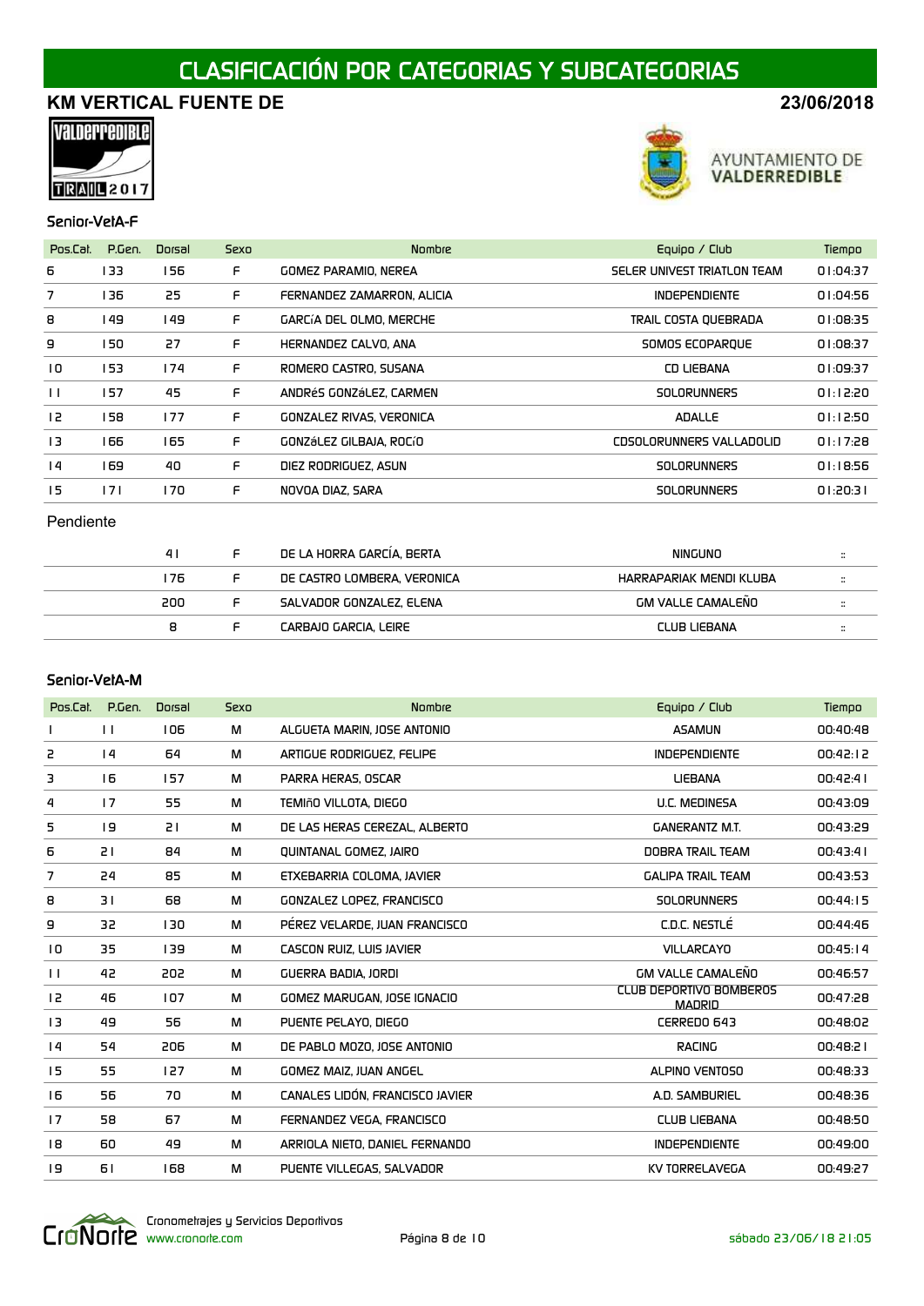# CLASIFICACIÓN POR CATEGORIAS Y SUBCATEGORIAS

**KM VERTICAL FUENTE DE** **23/06/2018**

AYUNTAMIENTO DE VALDERREDIBLE

### Senior-VetA-F

| Pos.Cat. | P.Gen. | Dorsal | Sexo | Nombre | Equipo / Club | Tiempo |
|---|---|---|---|---|---|---|
| 6 | 133 | 156 | F | GOMEZ PARAMIO, NEREA | SELER UNIVEST TRIATLON TEAM | 01:04:37 |
| 7 | 136 | 25 | F | FERNANDEZ ZAMARRON, ALICIA | INDEPENDIENTE | 01:04:56 |
| 8 | 149 | 149 | F | GARCíA DEL OLMO, MERCHE | TRAIL COSTA QUEBRADA | 01:08:35 |
| 9 | 150 | 27 | F | HERNANDEZ CALVO, ANA | SOMOS ECOPARQUE | 01:08:37 |
| 10 | 153 | 174 | F | ROMERO CASTRO, SUSANA | CD LIEBANA | 01:09:37 |
| 11 | 157 | 45 | F | ANDRéS GONZáLEZ, CARMEN | SOLORUNNERS | 01:12:20 |
| 12 | 158 | 177 | F | GONZALEZ RIVAS, VERONICA | ADALLE | 01:12:50 |
| 13 | 166 | 165 | F | GONZáLEZ GILBAJA, ROCíO | CDSOLORUNNERS VALLADOLID | 01:17:28 |
| 14 | 169 | 40 | F | DIEZ RODRIGUEZ, ASUN | SOLORUNNERS | 01:18:56 |
| 15 | 171 | 170 | F | NOVOA DIAZ, SARA | SOLORUNNERS | 01:20:31 |

Pendiente

| | | | | | | |
|---|---|---|---|---|---|---|
| | | 41 | F | DE LA HORRA GARCÍA, BERTA | NINGUNO | : |
| | | 176 | F | DE CASTRO LOMBERA, VERONICA | HARRAPARIAK MENDI KLUBA | : |
| | | 200 | F | SALVADOR GONZALEZ, ELENA | GM VALLE CAMALEÑO | : |
| | | 8 | F | CARBAJO GARCIA, LEIRE | CLUB LIEBANA | : |

### Senior-VetA-M

| Pos.Cat. | P.Gen. | Dorsal | Sexo | Nombre | Equipo / Club | Tiempo |
|---|---|---|---|---|---|---|
| 1 | 11 | 106 | M | ALGUETA MARIN, JOSE ANTONIO | ASAMUN | 00:40:48 |
| 2 | 14 | 64 | M | ARTIGUE RODRIGUEZ, FELIPE | INDEPENDIENTE | 00:42:12 |
| 3 | 16 | 157 | M | PARRA HERAS, OSCAR | LIEBANA | 00:42:41 |
| 4 | 17 | 55 | M | TEMIñO VILLOTA, DIEGO | U.C. MEDINESA | 00:43:09 |
| 5 | 19 | 21 | M | DE LAS HERAS CEREZAL, ALBERTO | GANERANTZ M.T. | 00:43:29 |
| 6 | 21 | 84 | M | QUINTANAL GOMEZ, JAIRO | DOBRA TRAIL TEAM | 00:43:41 |
| 7 | 24 | 85 | M | ETXEBARRIA COLOMA, JAVIER | GALIPA TRAIL TEAM | 00:43:53 |
| 8 | 31 | 68 | M | GONZALEZ LOPEZ, FRANCISCO | SOLORUNNERS | 00:44:15 |
| 9 | 32 | 130 | M | PÉREZ VELARDE, JUAN FRANCISCO | C.D.C. NESTLÉ | 00:44:46 |
| 10 | 35 | 139 | M | CASCON RUIZ, LUIS JAVIER | VILLARCAYO | 00:45:14 |
| 11 | 42 | 202 | M | GUERRA BADIA, JORDI | GM VALLE CAMALEÑO | 00:46:57 |
| 12 | 46 | 107 | M | GOMEZ MARUGAN, JOSE IGNACIO | CLUB DEPORTIVO BOMBEROS MADRID | 00:47:28 |
| 13 | 49 | 56 | M | PUENTE PELAYO, DIEGO | CERREDO 643 | 00:48:02 |
| 14 | 54 | 206 | M | DE PABLO MOZO, JOSE ANTONIO | RACING | 00:48:21 |
| 15 | 55 | 127 | M | GOMEZ MAIZ, JUAN ANGEL | ALPINO VENTOSO | 00:48:33 |
| 16 | 56 | 70 | M | CANALES LIDÓN, FRANCISCO JAVIER | A.D. SAMBURIEL | 00:48:36 |
| 17 | 58 | 67 | M | FERNANDEZ VEGA, FRANCISCO | CLUB LIEBANA | 00:48:50 |
| 18 | 60 | 49 | M | ARRIOLA NIETO, DANIEL FERNANDO | INDEPENDIENTE | 00:49:00 |
| 19 | 61 | 168 | M | PUENTE VILLEGAS, SALVADOR | KV TORRELAVEGA | 00:49:27 |

Cronometrajes y Servicios Deportivos www.cronorte.com sábado 23/06/18 21:05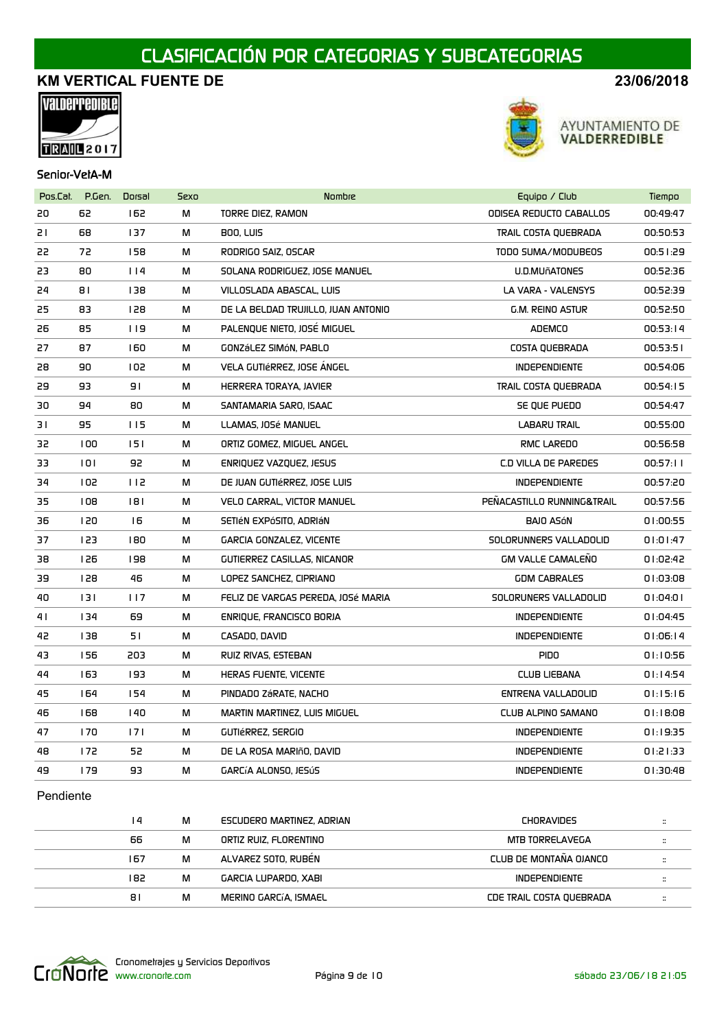# CLASIFICACIÓN POR CATEGORIAS Y SUBCATEGORIAS

**KM VERTICAL FUENTE DE** **23/06/2018**

AYUNTAMIENTO DE VALDERREDIBLE

### Senior-VetA-M

| Pos.Cat. | P.Gen. | Dorsal | Sexo | Nombre | Equipo / Club | Tiempo |
|---|---|---|---|---|---|---|
| 20 | 62 | 162 | M | TORRE DIEZ, RAMON | ODISEA REDUCTO CABALLOS | 00:49:47 |
| 21 | 68 | 137 | M | BOO, LUIS | TRAIL COSTA QUEBRADA | 00:50:53 |
| 22 | 72 | 158 | M | RODRIGO SAIZ, OSCAR | TODO SUMA/MODUBEOS | 00:51:29 |
| 23 | 80 | 114 | M | SOLANA RODRIGUEZ, JOSE MANUEL | U.D.MUñATONES | 00:52:36 |
| 24 | 81 | 138 | M | VILLOSLADA ABASCAL, LUIS | LA VARA - VALENSYS | 00:52:39 |
| 25 | 83 | 128 | M | DE LA BELDAD TRUJILLO, JUAN ANTONIO | G.M. REINO ASTUR | 00:52:50 |
| 26 | 85 | 119 | M | PALENQUE NIETO, JOSÉ MIGUEL | ADEMCO | 00:53:14 |
| 27 | 87 | 160 | M | GONZáLEZ SIMóN, PABLO | COSTA QUEBRADA | 00:53:51 |
| 28 | 90 | 102 | M | VELA GUTIéRREZ, JOSE ÁNGEL | INDEPENDIENTE | 00:54:06 |
| 29 | 93 | 91 | M | HERRERA TORAYA, JAVIER | TRAIL COSTA QUEBRADA | 00:54:15 |
| 30 | 94 | 80 | M | SANTAMARIA SARO, ISAAC | SE QUE PUEDO | 00:54:47 |
| 31 | 95 | 115 | M | LLAMAS, JOSé MANUEL | LABARU TRAIL | 00:55:00 |
| 32 | 100 | 151 | M | ORTIZ GOMEZ, MIGUEL ANGEL | RMC LAREDO | 00:56:58 |
| 33 | 101 | 92 | M | ENRIQUEZ VAZQUEZ, JESUS | C.D VILLA DE PAREDES | 00:57:11 |
| 34 | 102 | 112 | M | DE JUAN GUTIéRREZ, JOSE LUIS | INDEPENDIENTE | 00:57:20 |
| 35 | 108 | 181 | M | VELO CARRAL, VICTOR MANUEL | PEÑACASTILLO RUNNING&TRAIL | 00:57:56 |
| 36 | 120 | 16 | M | SETIéN EXPóSITO, ADRIáN | BAJO ASóN | 01:00:55 |
| 37 | 123 | 180 | M | GARCIA GONZALEZ, VICENTE | SOLORUNNERS VALLADOLID | 01:01:47 |
| 38 | 126 | 198 | M | GUTIERREZ CASILLAS, NICANOR | GM VALLE CAMALEÑO | 01:02:42 |
| 39 | 128 | 46 | M | LOPEZ SANCHEZ, CIPRIANO | GDM CABRALES | 01:03:08 |
| 40 | 131 | 117 | M | FELIZ DE VARGAS PEREDA, JOSé MARIA | SOLORUNERS VALLADOLID | 01:04:01 |
| 41 | 134 | 69 | M | ENRIQUE, FRANCISCO BORJA | INDEPENDIENTE | 01:04:45 |
| 42 | 138 | 51 | M | CASADO, DAVID | INDEPENDIENTE | 01:06:14 |
| 43 | 156 | 203 | M | RUIZ RIVAS, ESTEBAN | PIDO | 01:10:56 |
| 44 | 163 | 193 | M | HERAS FUENTE, VICENTE | CLUB LIEBANA | 01:14:54 |
| 45 | 164 | 154 | M | PINDADO ZáRATE, NACHO | ENTRENA VALLADOLID | 01:15:16 |
| 46 | 168 | 140 | M | MARTIN MARTINEZ, LUIS MIGUEL | CLUB ALPINO SAMANO | 01:18:08 |
| 47 | 170 | 171 | M | GUTIéRREZ, SERGIO | INDEPENDIENTE | 01:19:35 |
| 48 | 172 | 52 | M | DE LA ROSA MARIñO, DAVID | INDEPENDIENTE | 01:21:33 |
| 49 | 179 | 93 | M | GARCíA ALONSO, JESúS | INDEPENDIENTE | 01:30:48 |

Pendiente

| Pos.Cat. | P.Gen. | Dorsal | Sexo | Nombre | Equipo / Club | Tiempo |
|---|---|---|---|---|---|---|
| | | 14 | M | ESCUDERO MARTINEZ, ADRIAN | CHORAVIDES | :: |
| | | 66 | M | ORTIZ RUIZ, FLORENTINO | MTB TORRELAVEGA | :: |
| | | 167 | M | ALVAREZ SOTO, RUBÉN | CLUB DE MONTAÑA OJANCO | :: |
| | | 182 | M | GARCIA LUPARDO, XABI | INDEPENDIENTE | :: |
| | | 81 | M | MERINO GARCíA, ISMAEL | CDE TRAIL COSTA QUEBRADA | :: |

CroNorte Cronometrajes y Servicios Deportivos www.cronorte.com

sábado 23/06/18 21:05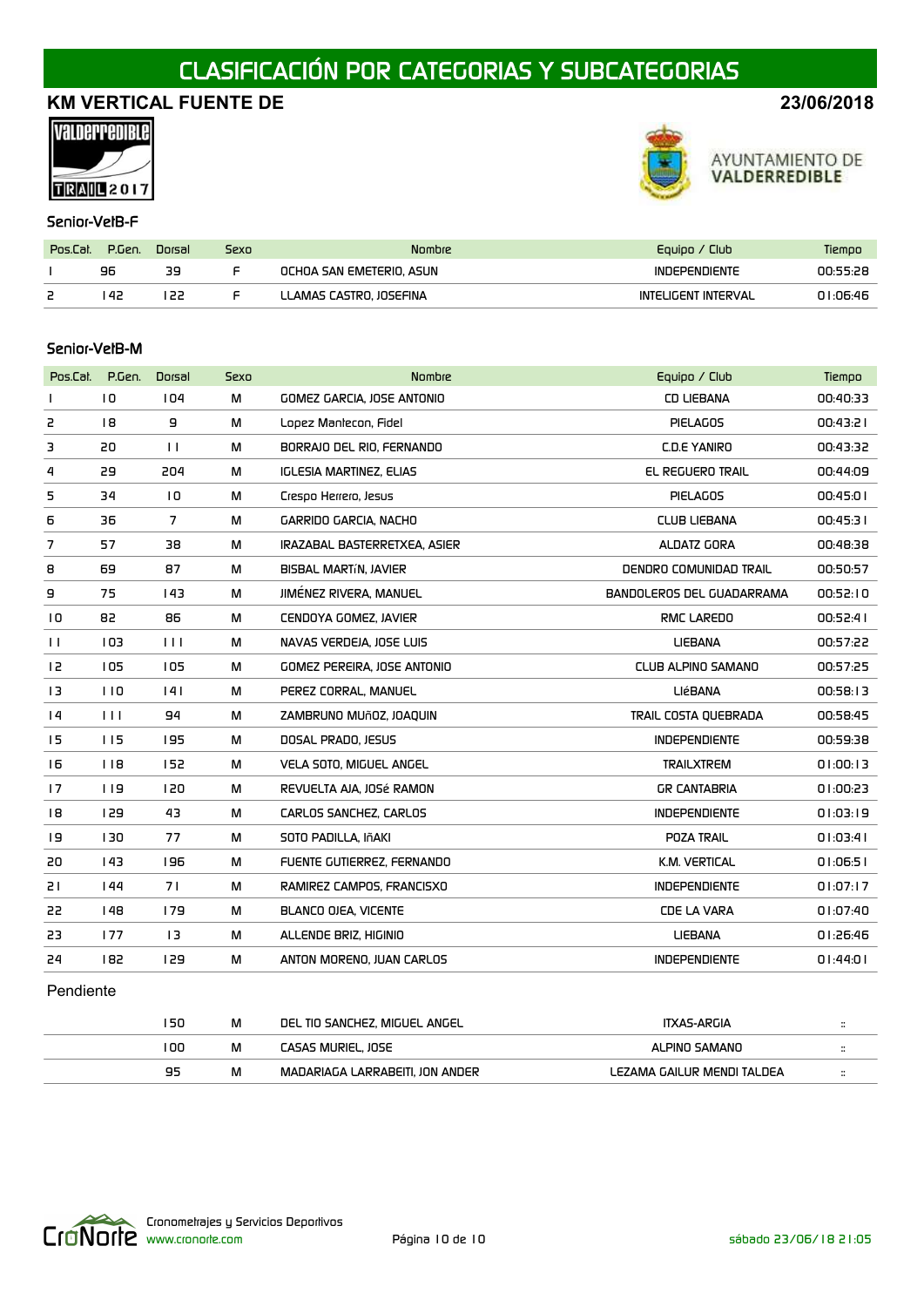# CLASIFICACIÓN POR CATEGORIAS Y SUBCATEGORIAS

**KM VERTICAL FUENTE DE** **23/06/2018**

AYUNTAMIENTO DE VALDERREDIBLE

### Senior-VetB-F

| Pos.Cat. | P.Gen. | Dorsal | Sexo | Nombre | Equipo / Club | Tiempo |
|---|---|---|---|---|---|---|
| 1 | 96 | 39 | F | OCHOA SAN EMETERIO, ASUN | INDEPENDIENTE | 00:55:28 |
| 2 | 142 | 122 | F | LLAMAS CASTRO, JOSEFINA | INTELIGENT INTERVAL | 01:06:46 |

### Senior-VetB-M

| Pos.Cat. | P.Gen. | Dorsal | Sexo | Nombre | Equipo / Club | Tiempo |
|---|---|---|---|---|---|---|
| 1 | 10 | 104 | M | GOMEZ GARCIA, JOSE ANTONIO | CD LIEBANA | 00:40:33 |
| 2 | 18 | 9 | M | Lopez Mantecon, Fidel | PIELAGOS | 00:43:21 |
| 3 | 20 | 11 | M | BORRAJO DEL RIO, FERNANDO | C.D.E YANIRO | 00:43:32 |
| 4 | 29 | 204 | M | IGLESIA MARTINEZ, ELIAS | EL REGUERO TRAIL | 00:44:09 |
| 5 | 34 | 10 | M | Crespo Herrero, Jesus | PIELAGOS | 00:45:01 |
| 6 | 36 | 7 | M | GARRIDO GARCIA, NACHO | CLUB LIEBANA | 00:45:31 |
| 7 | 57 | 38 | M | IRAZABAL BASTERRETXEA, ASIER | ALDATZ GORA | 00:48:38 |
| 8 | 69 | 87 | M | BISBAL MARTíN, JAVIER | DENDRO COMUNIDAD TRAIL | 00:50:57 |
| 9 | 75 | 143 | M | JIMÉNEZ RIVERA, MANUEL | BANDOLEROS DEL GUADARRAMA | 00:52:10 |
| 10 | 82 | 86 | M | CENDOYA GOMEZ, JAVIER | RMC LAREDO | 00:52:41 |
| 11 | 103 | 111 | M | NAVAS VERDEJA, JOSE LUIS | LIEBANA | 00:57:22 |
| 12 | 105 | 105 | M | GOMEZ PEREIRA, JOSE ANTONIO | CLUB ALPINO SAMANO | 00:57:25 |
| 13 | 110 | 141 | M | PEREZ CORRAL, MANUEL | LIéBANA | 00:58:13 |
| 14 | 111 | 94 | M | ZAMBRUNO MUñOZ, JOAQUIN | TRAIL COSTA QUEBRADA | 00:58:45 |
| 15 | 115 | 195 | M | DOSAL PRADO, JESUS | INDEPENDIENTE | 00:59:38 |
| 16 | 118 | 152 | M | VELA SOTO, MIGUEL ANGEL | TRAILXTREM | 01:00:13 |
| 17 | 119 | 120 | M | REVUELTA AJA, JOSé RAMON | GR CANTABRIA | 01:00:23 |
| 18 | 129 | 43 | M | CARLOS SANCHEZ, CARLOS | INDEPENDIENTE | 01:03:19 |
| 19 | 130 | 77 | M | SOTO PADILLA, IñAKI | POZA TRAIL | 01:03:41 |
| 20 | 143 | 196 | M | FUENTE GUTIERREZ, FERNANDO | K.M. VERTICAL | 01:06:51 |
| 21 | 144 | 71 | M | RAMIREZ CAMPOS, FRANCISXO | INDEPENDIENTE | 01:07:17 |
| 22 | 148 | 179 | M | BLANCO OJEA, VICENTE | CDE LA VARA | 01:07:40 |
| 23 | 177 | 13 | M | ALLENDE BRIZ, HIGINIO | LIEBANA | 01:26:46 |
| 24 | 182 | 129 | M | ANTON MORENO, JUAN CARLOS | INDEPENDIENTE | 01:44:01 |

Pendiente

| Pos.Cat. | P.Gen. | Dorsal | Sexo | Nombre | Equipo / Club | Tiempo |
|---|---|---|---|---|---|---|
| | | 150 | M | DEL TIO SANCHEZ, MIGUEL ANGEL | ITXAS-ARGIA | :: |
| | | 100 | M | CASAS MURIEL, JOSE | ALPINO SAMANO | :: |
| | | 95 | M | MADARIAGA LARRABEITI, JON ANDER | LEZAMA GAILUR MENDI TALDEA | :: |

CroNorte Cronometrajes y Servicios Deportivos www.cronorte.com — sábado 23/06/18 21:05